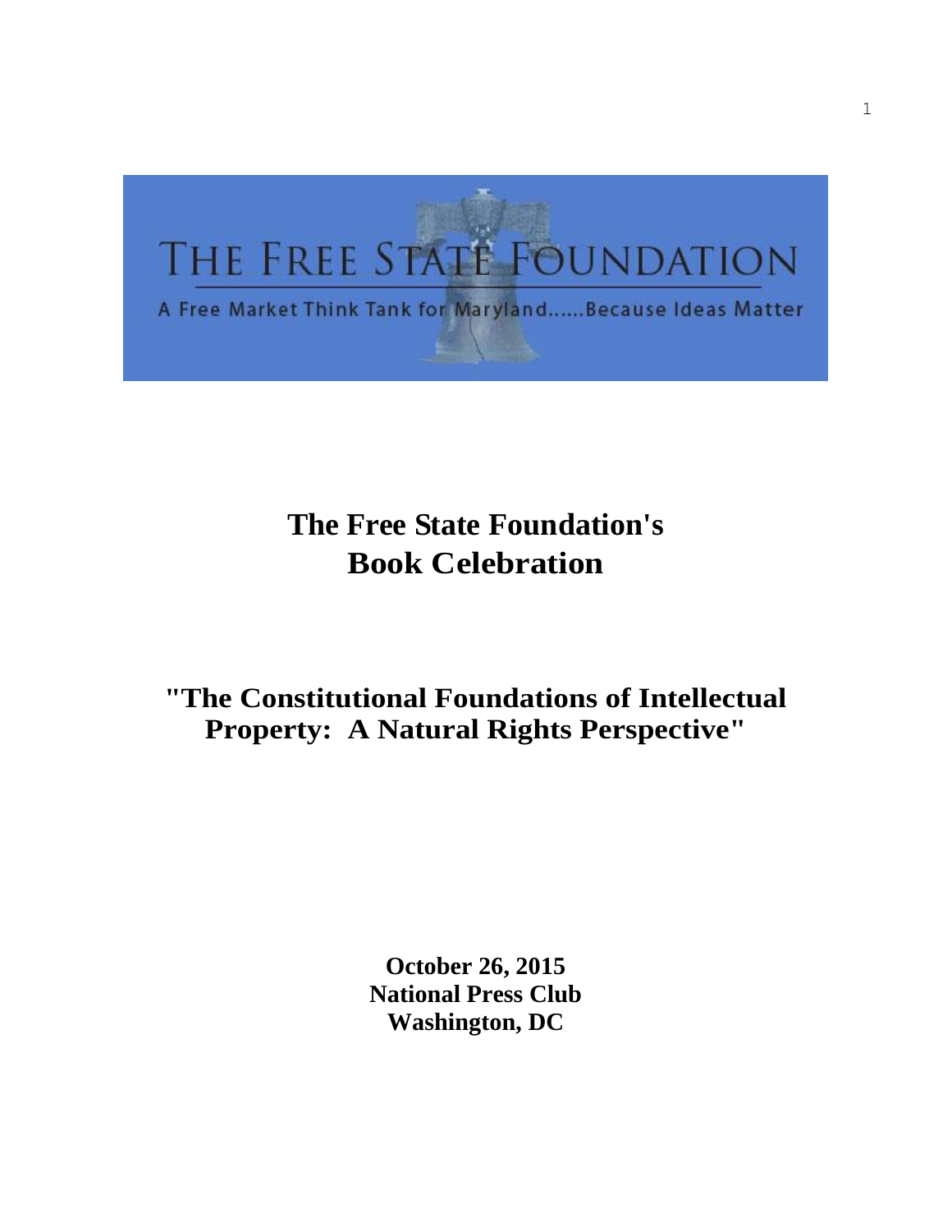THE FREE STATE FOUNDATION

A Free Market Think Tank for Maryland......Because Ideas Matter

# The Free State Foundation's Book Celebration

## "The Constitutional Foundations of Intellectual Property: A Natural Rights Perspective"

**October 26, 2015**
**National Press Club**
**Washington, DC**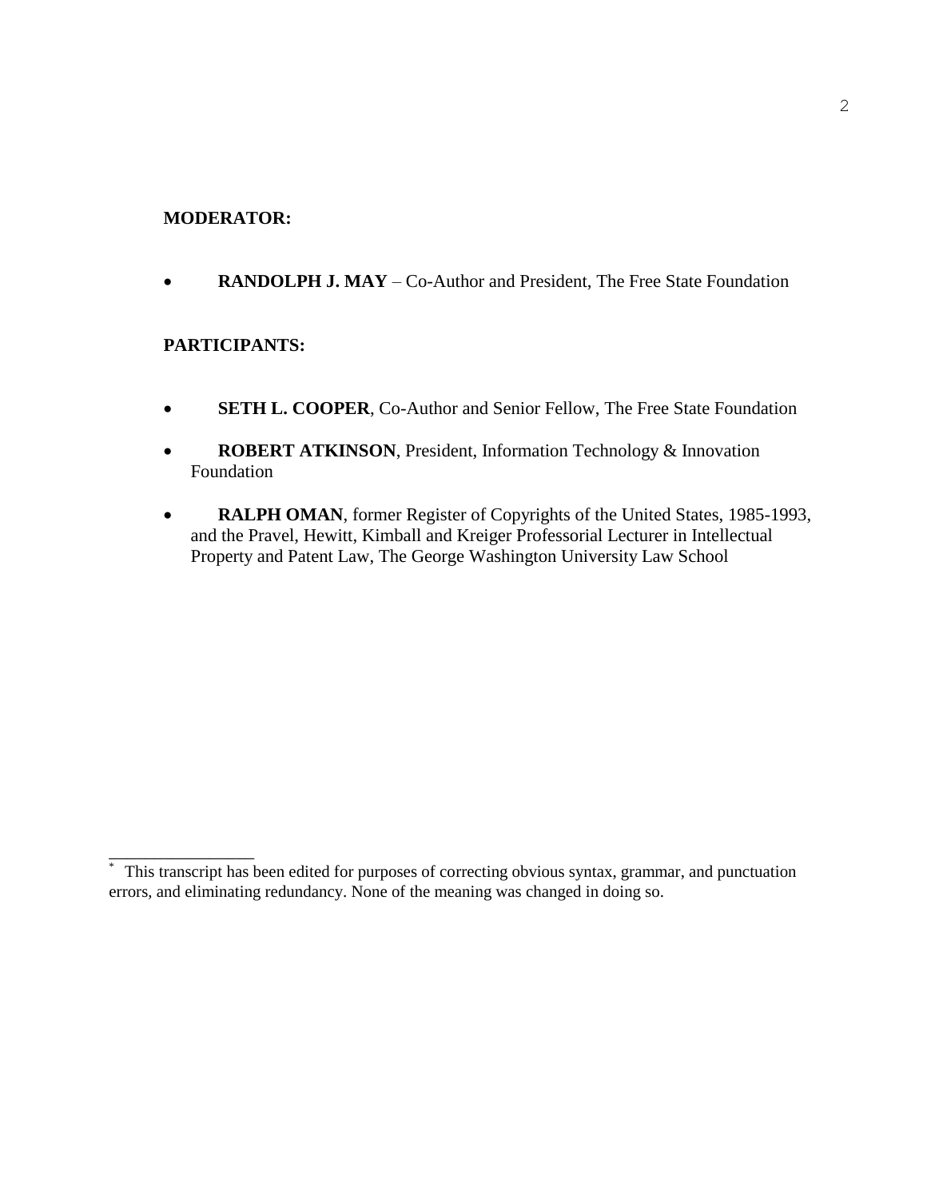**MODERATOR:**

- **RANDOLPH J. MAY** – Co-Author and President, The Free State Foundation

**PARTICIPANTS:**

- **SETH L. COOPER**, Co-Author and Senior Fellow, The Free State Foundation
- **ROBERT ATKINSON**, President, Information Technology & Innovation Foundation
- **RALPH OMAN**, former Register of Copyrights of the United States, 1985-1993, and the Pravel, Hewitt, Kimball and Kreiger Professorial Lecturer in Intellectual Property and Patent Law, The George Washington University Law School

---

[*] This transcript has been edited for purposes of correcting obvious syntax, grammar, and punctuation errors, and eliminating redundancy. None of the meaning was changed in doing so.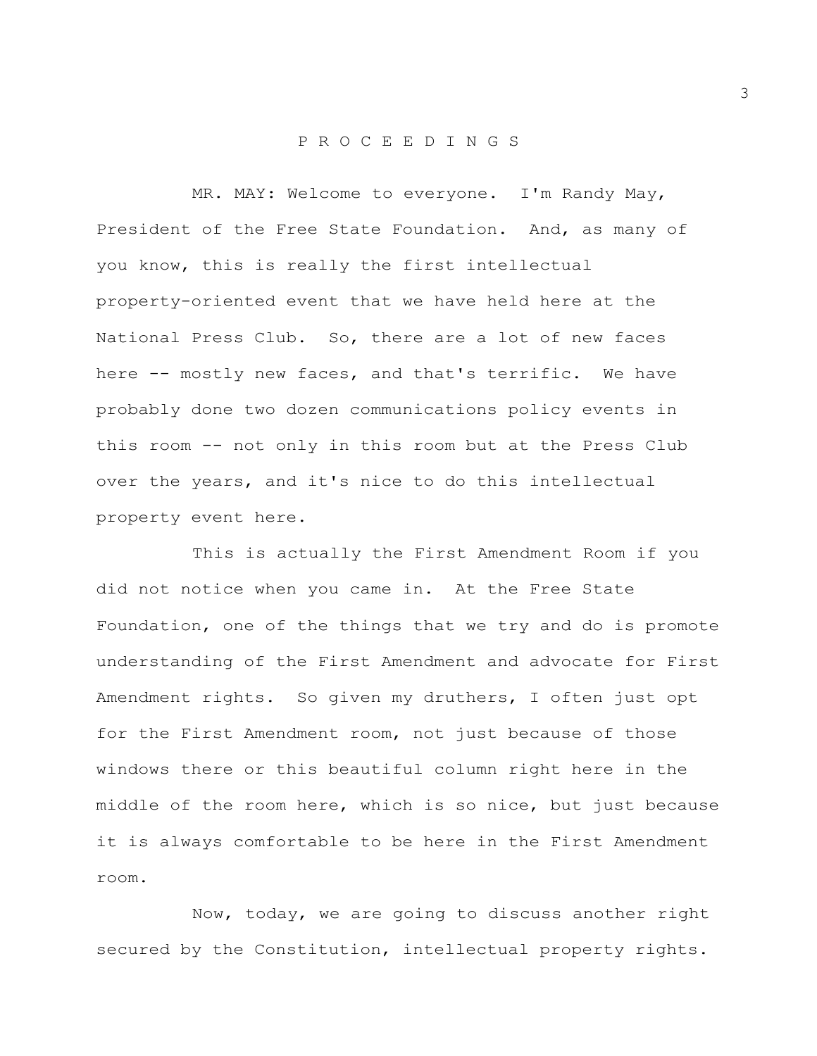P R O C E E D I N G S

MR. MAY: Welcome to everyone. I'm Randy May, President of the Free State Foundation. And, as many of you know, this is really the first intellectual property-oriented event that we have held here at the National Press Club. So, there are a lot of new faces here -- mostly new faces, and that's terrific. We have probably done two dozen communications policy events in this room -- not only in this room but at the Press Club over the years, and it's nice to do this intellectual property event here.

This is actually the First Amendment Room if you did not notice when you came in. At the Free State Foundation, one of the things that we try and do is promote understanding of the First Amendment and advocate for First Amendment rights. So given my druthers, I often just opt for the First Amendment room, not just because of those windows there or this beautiful column right here in the middle of the room here, which is so nice, but just because it is always comfortable to be here in the First Amendment room.

Now, today, we are going to discuss another right secured by the Constitution, intellectual property rights.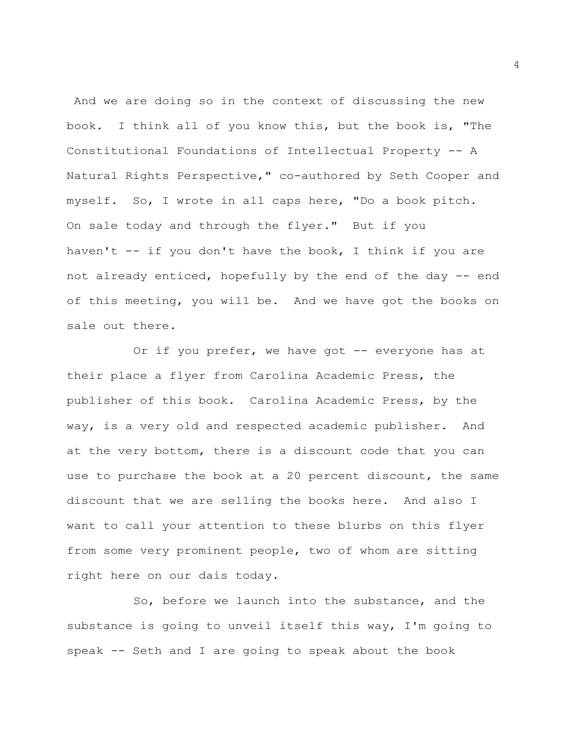And we are doing so in the context of discussing the new book. I think all of you know this, but the book is, "The Constitutional Foundations of Intellectual Property -- A Natural Rights Perspective," co-authored by Seth Cooper and myself. So, I wrote in all caps here, "Do a book pitch. On sale today and through the flyer." But if you haven't -- if you don't have the book, I think if you are not already enticed, hopefully by the end of the day -- end of this meeting, you will be. And we have got the books on sale out there.

Or if you prefer, we have got -- everyone has at their place a flyer from Carolina Academic Press, the publisher of this book. Carolina Academic Press, by the way, is a very old and respected academic publisher. And at the very bottom, there is a discount code that you can use to purchase the book at a 20 percent discount, the same discount that we are selling the books here. And also I want to call your attention to these blurbs on this flyer from some very prominent people, two of whom are sitting right here on our dais today.

So, before we launch into the substance, and the substance is going to unveil itself this way, I'm going to speak -- Seth and I are going to speak about the book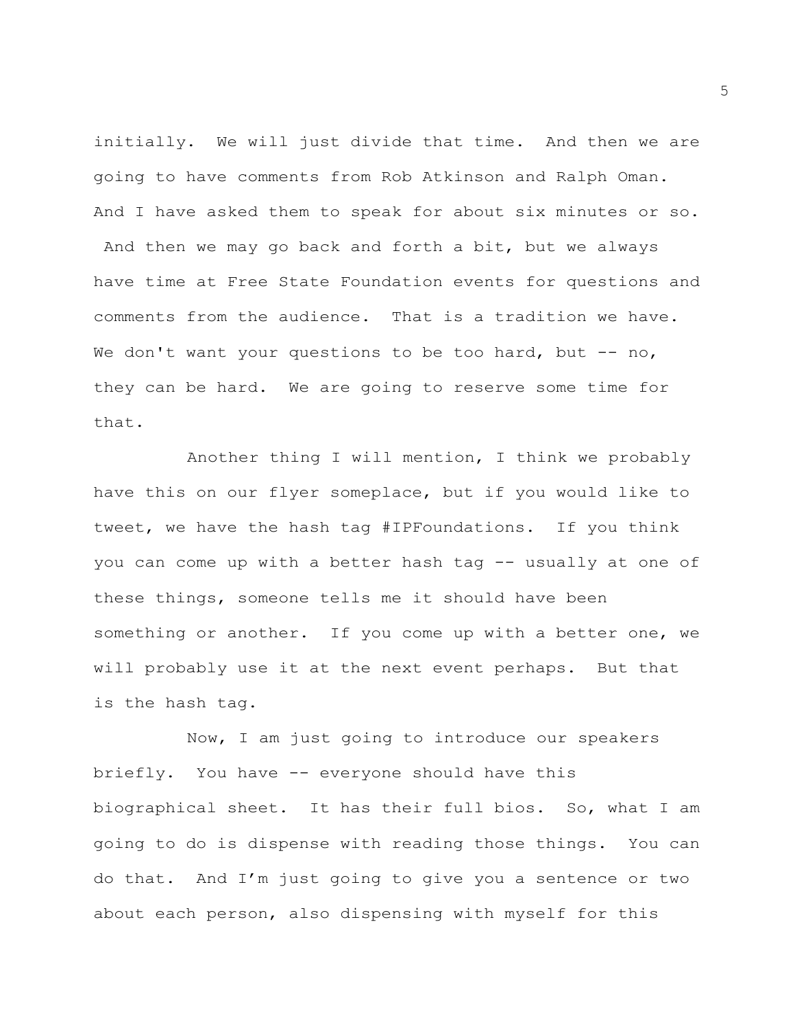initially. We will just divide that time. And then we are going to have comments from Rob Atkinson and Ralph Oman. And I have asked them to speak for about six minutes or so. And then we may go back and forth a bit, but we always have time at Free State Foundation events for questions and comments from the audience. That is a tradition we have. We don't want your questions to be too hard, but -- no, they can be hard. We are going to reserve some time for that.

Another thing I will mention, I think we probably have this on our flyer someplace, but if you would like to tweet, we have the hash tag #IPFoundations. If you think you can come up with a better hash tag -- usually at one of these things, someone tells me it should have been something or another. If you come up with a better one, we will probably use it at the next event perhaps. But that is the hash tag.

Now, I am just going to introduce our speakers briefly. You have -- everyone should have this biographical sheet. It has their full bios. So, what I am going to do is dispense with reading those things. You can do that. And I'm just going to give you a sentence or two about each person, also dispensing with myself for this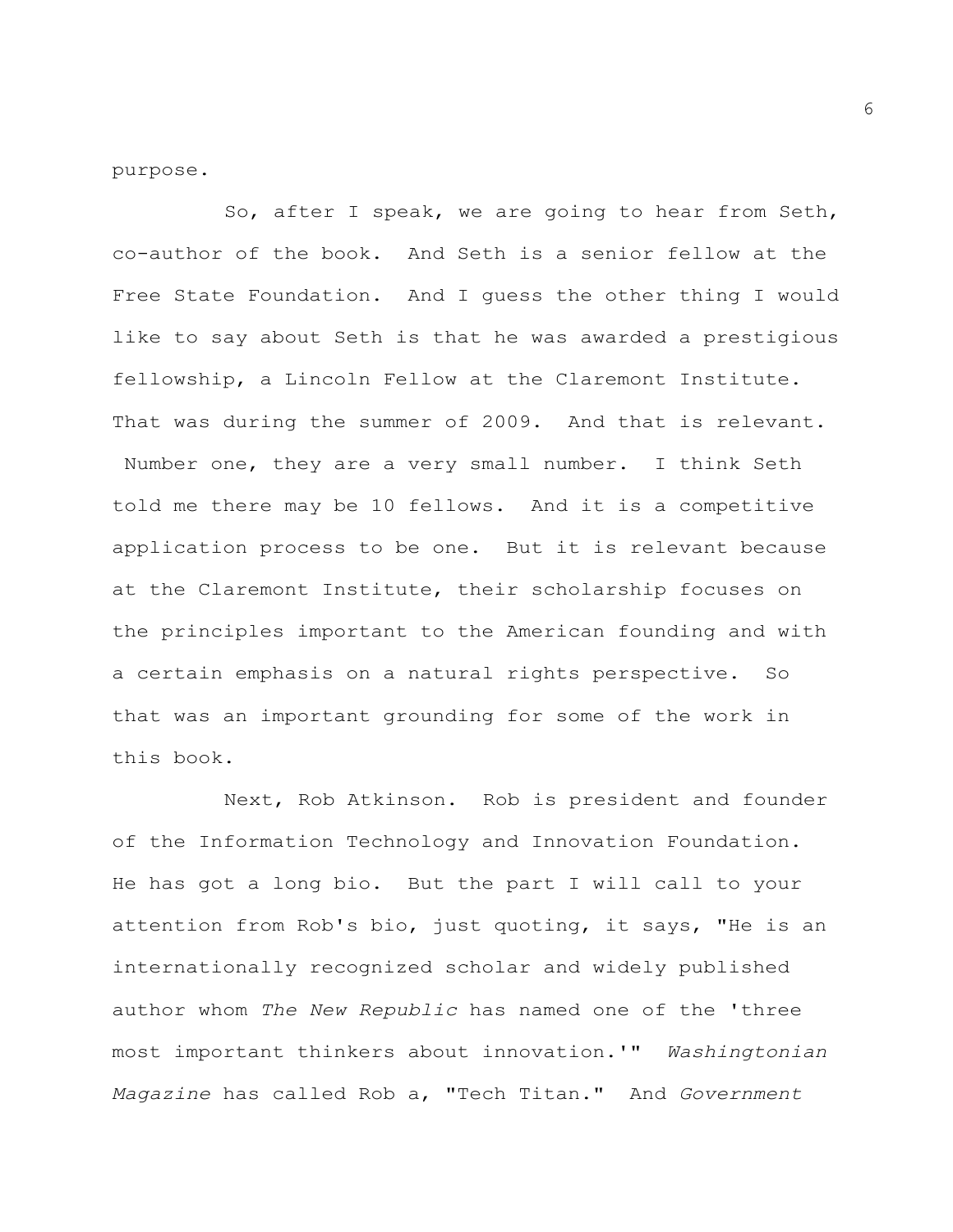purpose.

So, after I speak, we are going to hear from Seth, co-author of the book. And Seth is a senior fellow at the Free State Foundation. And I guess the other thing I would like to say about Seth is that he was awarded a prestigious fellowship, a Lincoln Fellow at the Claremont Institute. That was during the summer of 2009. And that is relevant. Number one, they are a very small number. I think Seth told me there may be 10 fellows. And it is a competitive application process to be one. But it is relevant because at the Claremont Institute, their scholarship focuses on the principles important to the American founding and with a certain emphasis on a natural rights perspective. So that was an important grounding for some of the work in this book.

Next, Rob Atkinson. Rob is president and founder of the Information Technology and Innovation Foundation. He has got a long bio. But the part I will call to your attention from Rob's bio, just quoting, it says, "He is an internationally recognized scholar and widely published author whom *The New Republic* has named one of the 'three most important thinkers about innovation.'" *Washingtonian Magazine* has called Rob a, "Tech Titan." And *Government*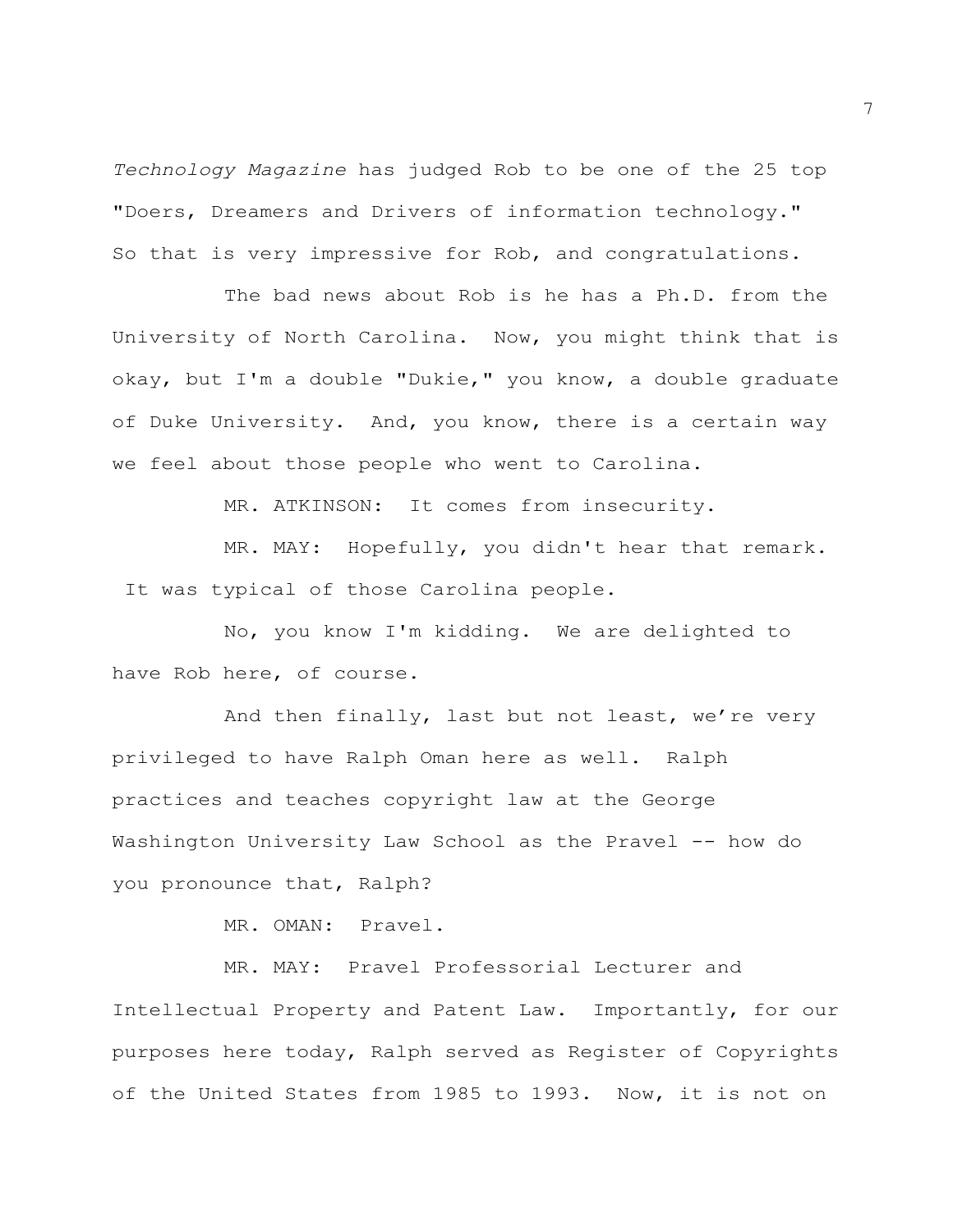*Technology Magazine* has judged Rob to be one of the 25 top "Doers, Dreamers and Drivers of information technology." So that is very impressive for Rob, and congratulations.

The bad news about Rob is he has a Ph.D. from the University of North Carolina. Now, you might think that is okay, but I'm a double "Dukie," you know, a double graduate of Duke University. And, you know, there is a certain way we feel about those people who went to Carolina.

MR. ATKINSON: It comes from insecurity.

MR. MAY: Hopefully, you didn't hear that remark. It was typical of those Carolina people.

No, you know I'm kidding. We are delighted to have Rob here, of course.

And then finally, last but not least, we're very privileged to have Ralph Oman here as well. Ralph practices and teaches copyright law at the George Washington University Law School as the Pravel -- how do you pronounce that, Ralph?

MR. OMAN: Pravel.

MR. MAY: Pravel Professorial Lecturer and Intellectual Property and Patent Law. Importantly, for our purposes here today, Ralph served as Register of Copyrights of the United States from 1985 to 1993. Now, it is not on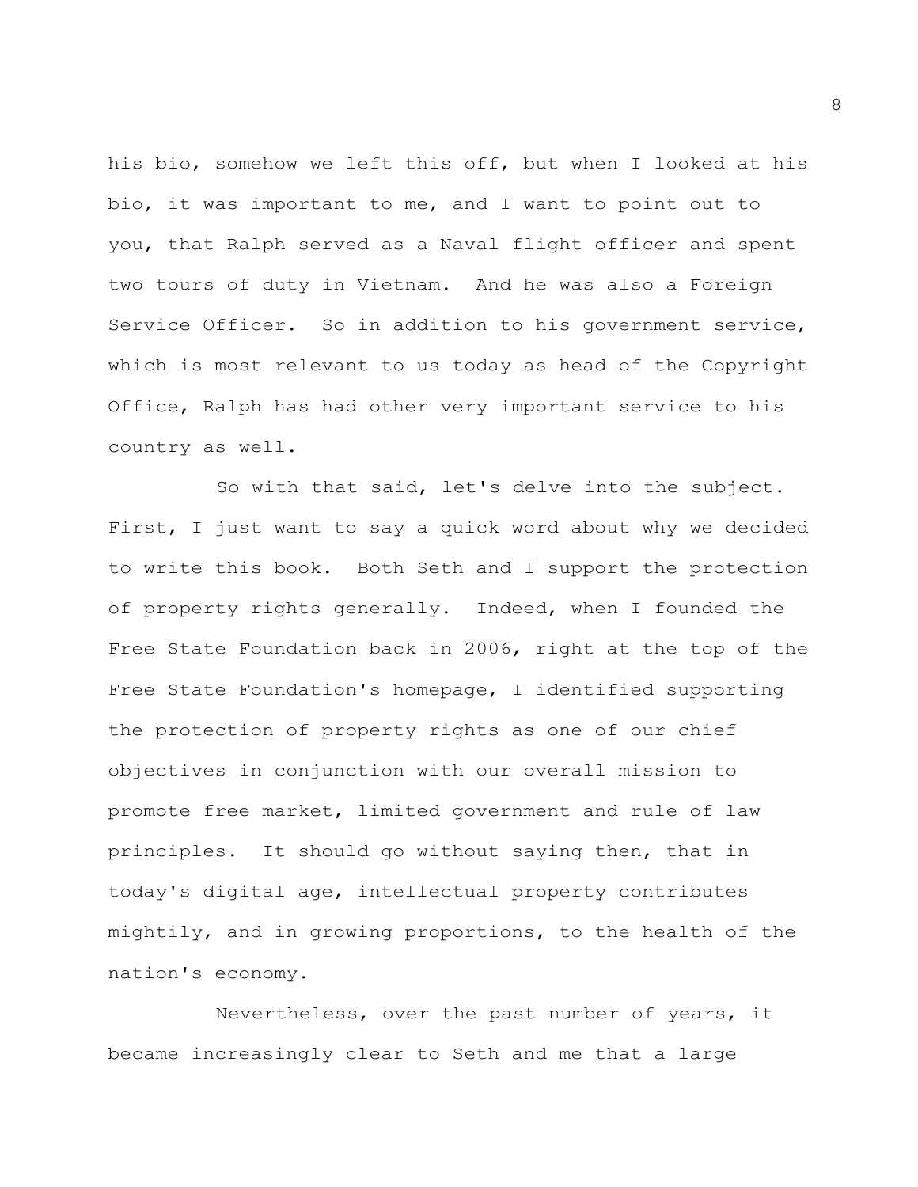his bio, somehow we left this off, but when I looked at his bio, it was important to me, and I want to point out to you, that Ralph served as a Naval flight officer and spent two tours of duty in Vietnam. And he was also a Foreign Service Officer. So in addition to his government service, which is most relevant to us today as head of the Copyright Office, Ralph has had other very important service to his country as well.

So with that said, let's delve into the subject. First, I just want to say a quick word about why we decided to write this book. Both Seth and I support the protection of property rights generally. Indeed, when I founded the Free State Foundation back in 2006, right at the top of the Free State Foundation's homepage, I identified supporting the protection of property rights as one of our chief objectives in conjunction with our overall mission to promote free market, limited government and rule of law principles. It should go without saying then, that in today's digital age, intellectual property contributes mightily, and in growing proportions, to the health of the nation's economy.

Nevertheless, over the past number of years, it became increasingly clear to Seth and me that a large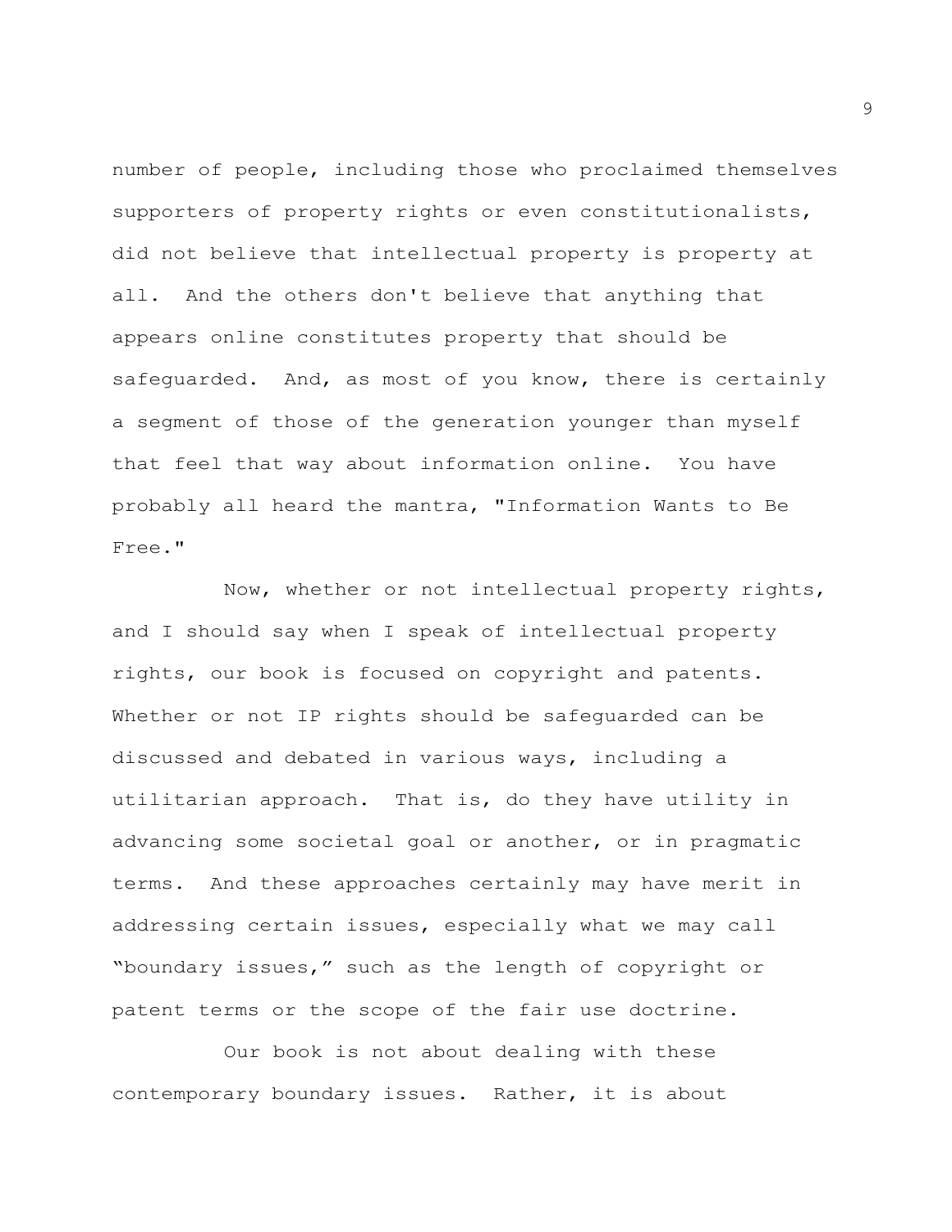number of people, including those who proclaimed themselves supporters of property rights or even constitutionalists, did not believe that intellectual property is property at all. And the others don't believe that anything that appears online constitutes property that should be safeguarded. And, as most of you know, there is certainly a segment of those of the generation younger than myself that feel that way about information online. You have probably all heard the mantra, "Information Wants to Be Free."

Now, whether or not intellectual property rights, and I should say when I speak of intellectual property rights, our book is focused on copyright and patents. Whether or not IP rights should be safeguarded can be discussed and debated in various ways, including a utilitarian approach. That is, do they have utility in advancing some societal goal or another, or in pragmatic terms. And these approaches certainly may have merit in addressing certain issues, especially what we may call "boundary issues," such as the length of copyright or patent terms or the scope of the fair use doctrine.

Our book is not about dealing with these contemporary boundary issues. Rather, it is about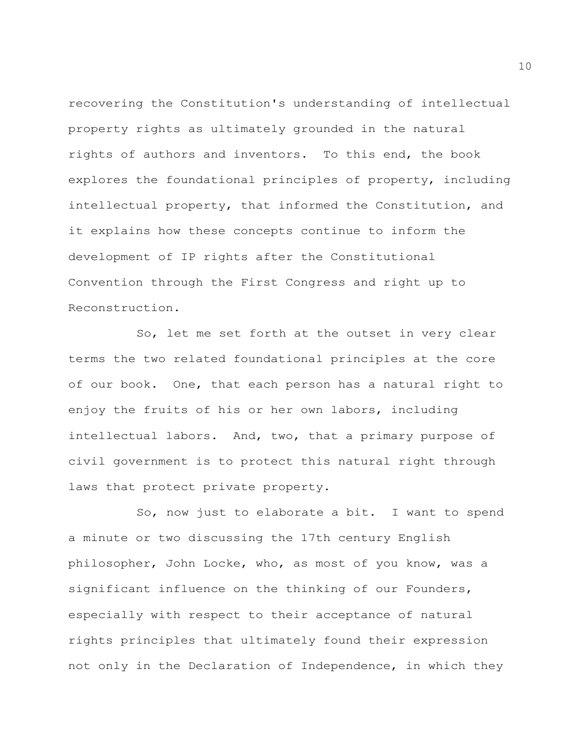recovering the Constitution's understanding of intellectual property rights as ultimately grounded in the natural rights of authors and inventors. To this end, the book explores the foundational principles of property, including intellectual property, that informed the Constitution, and it explains how these concepts continue to inform the development of IP rights after the Constitutional Convention through the First Congress and right up to Reconstruction.

So, let me set forth at the outset in very clear terms the two related foundational principles at the core of our book. One, that each person has a natural right to enjoy the fruits of his or her own labors, including intellectual labors. And, two, that a primary purpose of civil government is to protect this natural right through laws that protect private property.

So, now just to elaborate a bit. I want to spend a minute or two discussing the 17th century English philosopher, John Locke, who, as most of you know, was a significant influence on the thinking of our Founders, especially with respect to their acceptance of natural rights principles that ultimately found their expression not only in the Declaration of Independence, in which they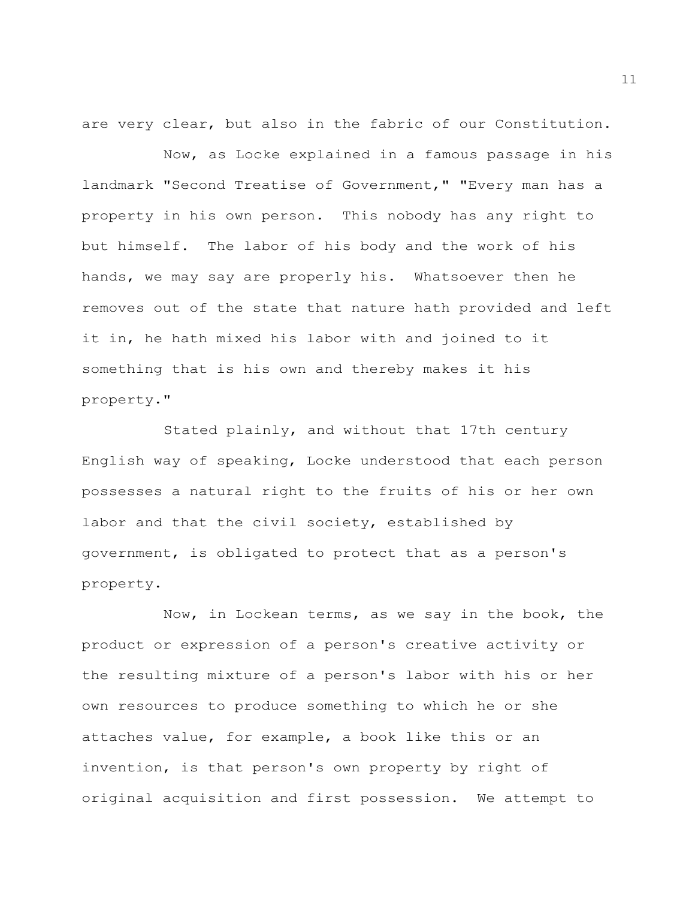are very clear, but also in the fabric of our Constitution.

Now, as Locke explained in a famous passage in his landmark "Second Treatise of Government," "Every man has a property in his own person. This nobody has any right to but himself. The labor of his body and the work of his hands, we may say are properly his. Whatsoever then he removes out of the state that nature hath provided and left it in, he hath mixed his labor with and joined to it something that is his own and thereby makes it his property."

Stated plainly, and without that 17th century English way of speaking, Locke understood that each person possesses a natural right to the fruits of his or her own labor and that the civil society, established by government, is obligated to protect that as a person's property.

Now, in Lockean terms, as we say in the book, the product or expression of a person's creative activity or the resulting mixture of a person's labor with his or her own resources to produce something to which he or she attaches value, for example, a book like this or an invention, is that person's own property by right of original acquisition and first possession. We attempt to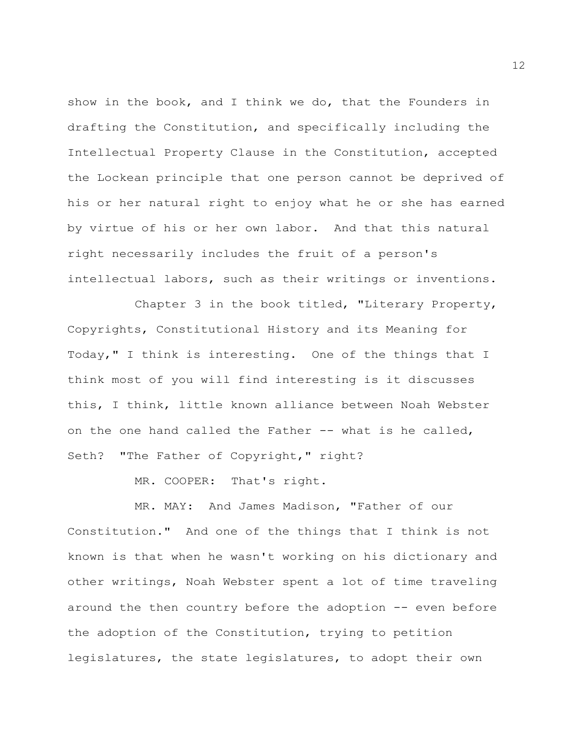show in the book, and I think we do, that the Founders in drafting the Constitution, and specifically including the Intellectual Property Clause in the Constitution, accepted the Lockean principle that one person cannot be deprived of his or her natural right to enjoy what he or she has earned by virtue of his or her own labor. And that this natural right necessarily includes the fruit of a person's intellectual labors, such as their writings or inventions.

Chapter 3 in the book titled, "Literary Property, Copyrights, Constitutional History and its Meaning for Today," I think is interesting. One of the things that I think most of you will find interesting is it discusses this, I think, little known alliance between Noah Webster on the one hand called the Father -- what is he called, Seth? "The Father of Copyright," right?

MR. COOPER: That's right.

MR. MAY: And James Madison, "Father of our Constitution." And one of the things that I think is not known is that when he wasn't working on his dictionary and other writings, Noah Webster spent a lot of time traveling around the then country before the adoption -- even before the adoption of the Constitution, trying to petition legislatures, the state legislatures, to adopt their own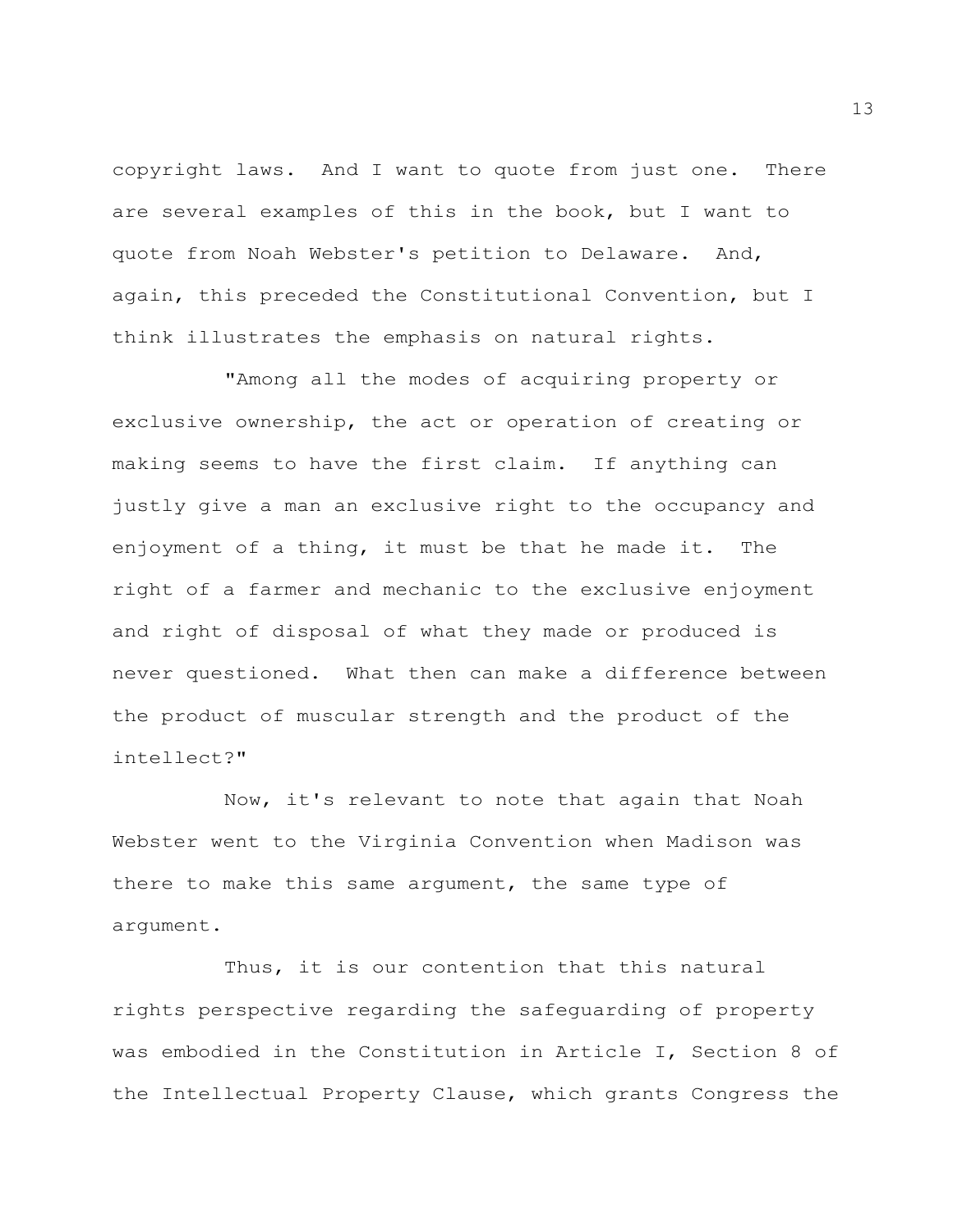copyright laws. And I want to quote from just one. There are several examples of this in the book, but I want to quote from Noah Webster's petition to Delaware. And, again, this preceded the Constitutional Convention, but I think illustrates the emphasis on natural rights.

"Among all the modes of acquiring property or exclusive ownership, the act or operation of creating or making seems to have the first claim. If anything can justly give a man an exclusive right to the occupancy and enjoyment of a thing, it must be that he made it. The right of a farmer and mechanic to the exclusive enjoyment and right of disposal of what they made or produced is never questioned. What then can make a difference between the product of muscular strength and the product of the intellect?"

Now, it's relevant to note that again that Noah Webster went to the Virginia Convention when Madison was there to make this same argument, the same type of argument.

Thus, it is our contention that this natural rights perspective regarding the safeguarding of property was embodied in the Constitution in Article I, Section 8 of the Intellectual Property Clause, which grants Congress the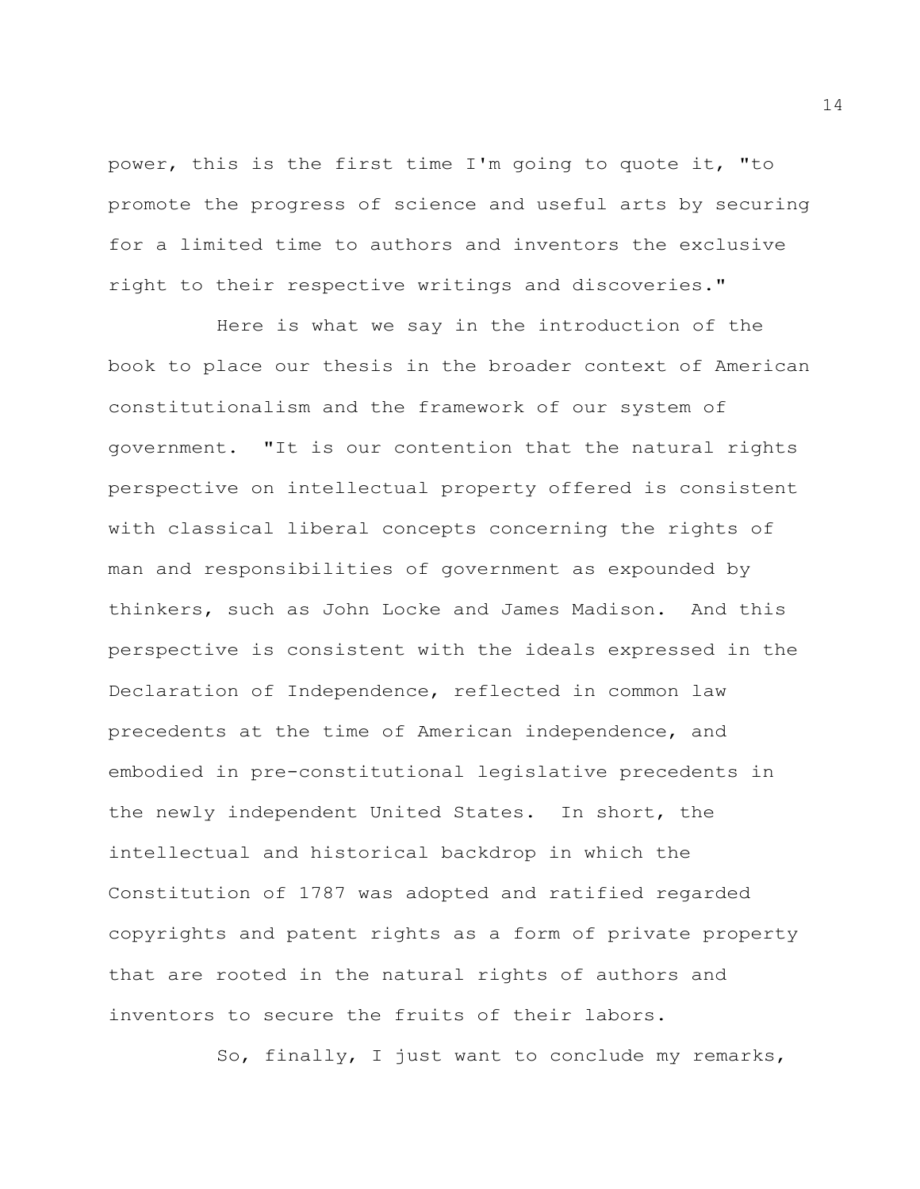power, this is the first time I'm going to quote it, "to promote the progress of science and useful arts by securing for a limited time to authors and inventors the exclusive right to their respective writings and discoveries."

Here is what we say in the introduction of the book to place our thesis in the broader context of American constitutionalism and the framework of our system of government. "It is our contention that the natural rights perspective on intellectual property offered is consistent with classical liberal concepts concerning the rights of man and responsibilities of government as expounded by thinkers, such as John Locke and James Madison. And this perspective is consistent with the ideals expressed in the Declaration of Independence, reflected in common law precedents at the time of American independence, and embodied in pre-constitutional legislative precedents in the newly independent United States. In short, the intellectual and historical backdrop in which the Constitution of 1787 was adopted and ratified regarded copyrights and patent rights as a form of private property that are rooted in the natural rights of authors and inventors to secure the fruits of their labors.

So, finally, I just want to conclude my remarks,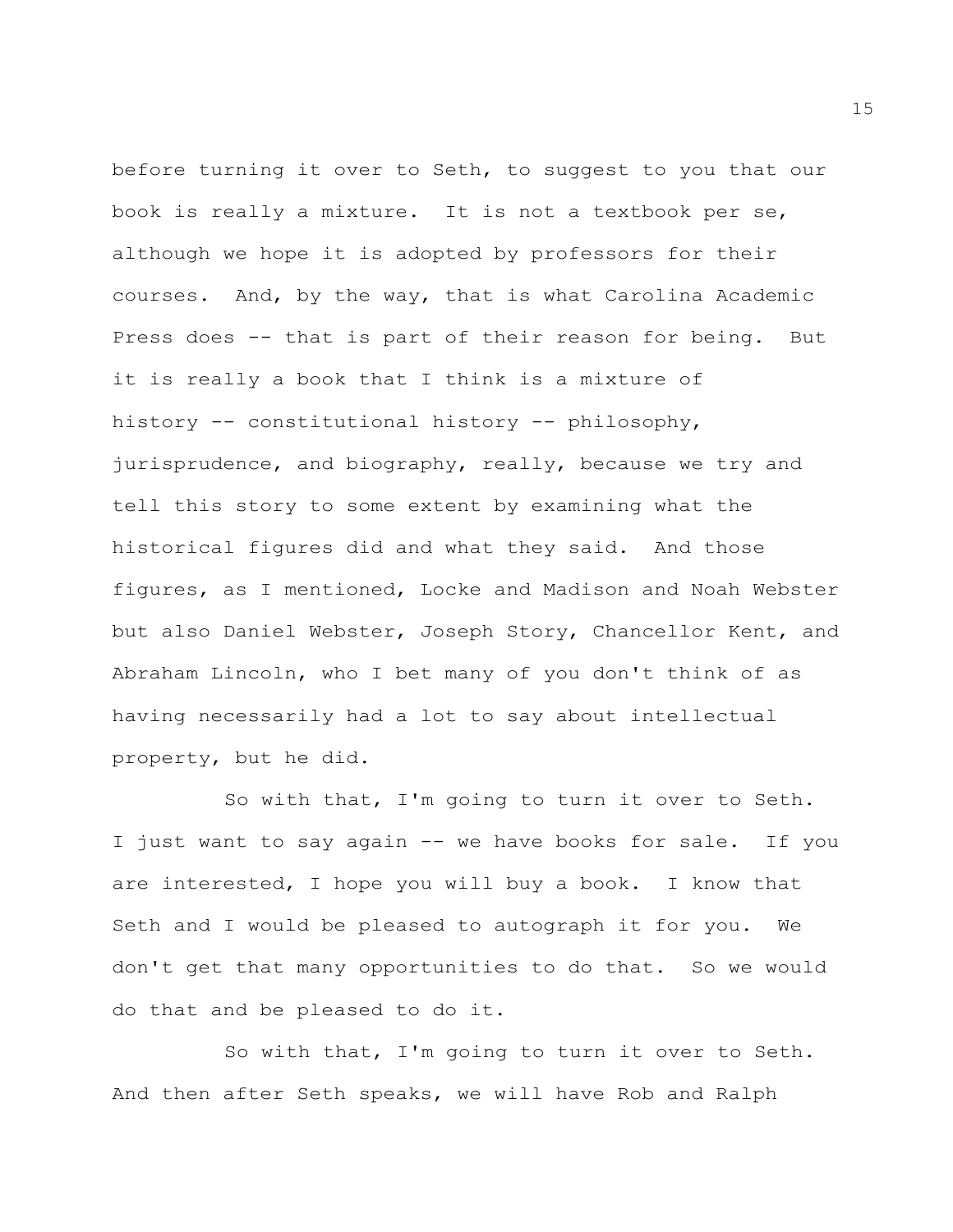before turning it over to Seth, to suggest to you that our book is really a mixture. It is not a textbook per se, although we hope it is adopted by professors for their courses. And, by the way, that is what Carolina Academic Press does -- that is part of their reason for being. But it is really a book that I think is a mixture of history -- constitutional history -- philosophy, jurisprudence, and biography, really, because we try and tell this story to some extent by examining what the historical figures did and what they said. And those figures, as I mentioned, Locke and Madison and Noah Webster but also Daniel Webster, Joseph Story, Chancellor Kent, and Abraham Lincoln, who I bet many of you don't think of as having necessarily had a lot to say about intellectual property, but he did.

So with that, I'm going to turn it over to Seth. I just want to say again -- we have books for sale. If you are interested, I hope you will buy a book. I know that Seth and I would be pleased to autograph it for you. We don't get that many opportunities to do that. So we would do that and be pleased to do it.

So with that, I'm going to turn it over to Seth. And then after Seth speaks, we will have Rob and Ralph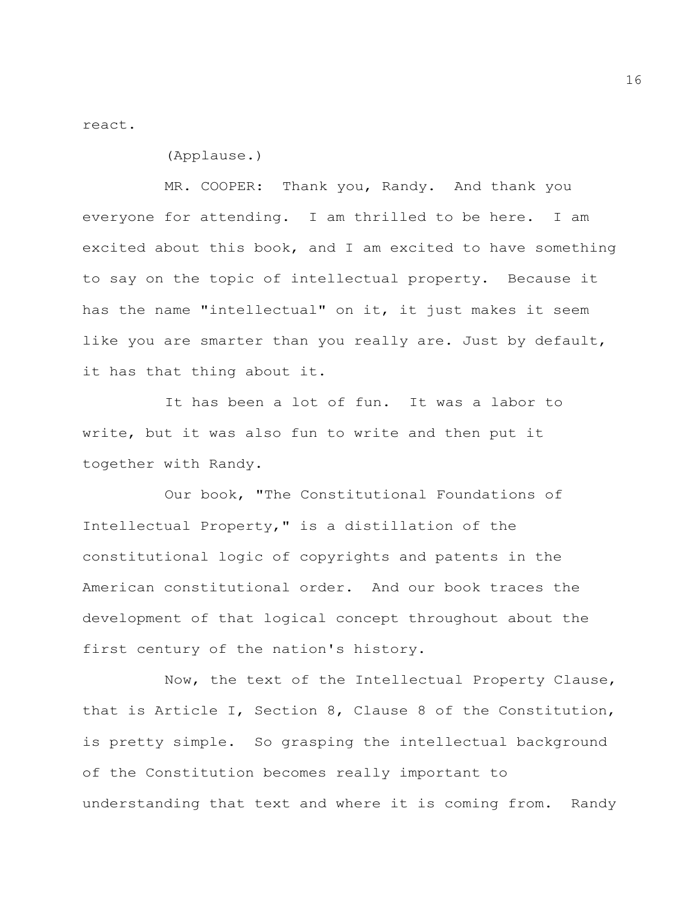react.

(Applause.)

MR. COOPER: Thank you, Randy. And thank you everyone for attending. I am thrilled to be here. I am excited about this book, and I am excited to have something to say on the topic of intellectual property. Because it has the name "intellectual" on it, it just makes it seem like you are smarter than you really are. Just by default, it has that thing about it.

It has been a lot of fun. It was a labor to write, but it was also fun to write and then put it together with Randy.

Our book, "The Constitutional Foundations of Intellectual Property," is a distillation of the constitutional logic of copyrights and patents in the American constitutional order. And our book traces the development of that logical concept throughout about the first century of the nation's history.

Now, the text of the Intellectual Property Clause, that is Article I, Section 8, Clause 8 of the Constitution, is pretty simple. So grasping the intellectual background of the Constitution becomes really important to understanding that text and where it is coming from. Randy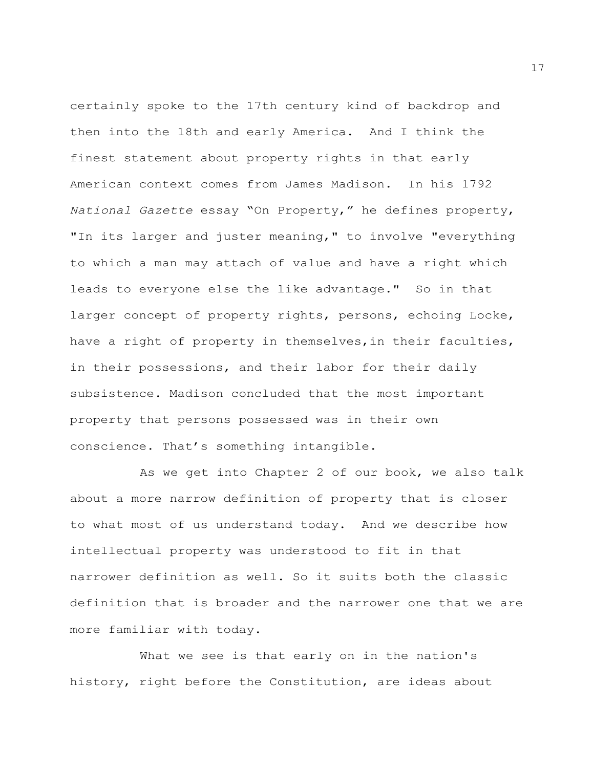certainly spoke to the 17th century kind of backdrop and then into the 18th and early America. And I think the finest statement about property rights in that early American context comes from James Madison. In his 1792 *National Gazette* essay "On Property," he defines property, "In its larger and juster meaning," to involve "everything to which a man may attach of value and have a right which leads to everyone else the like advantage." So in that larger concept of property rights, persons, echoing Locke, have a right of property in themselves,in their faculties, in their possessions, and their labor for their daily subsistence. Madison concluded that the most important property that persons possessed was in their own conscience. That's something intangible.

As we get into Chapter 2 of our book, we also talk about a more narrow definition of property that is closer to what most of us understand today. And we describe how intellectual property was understood to fit in that narrower definition as well. So it suits both the classic definition that is broader and the narrower one that we are more familiar with today.

What we see is that early on in the nation's history, right before the Constitution, are ideas about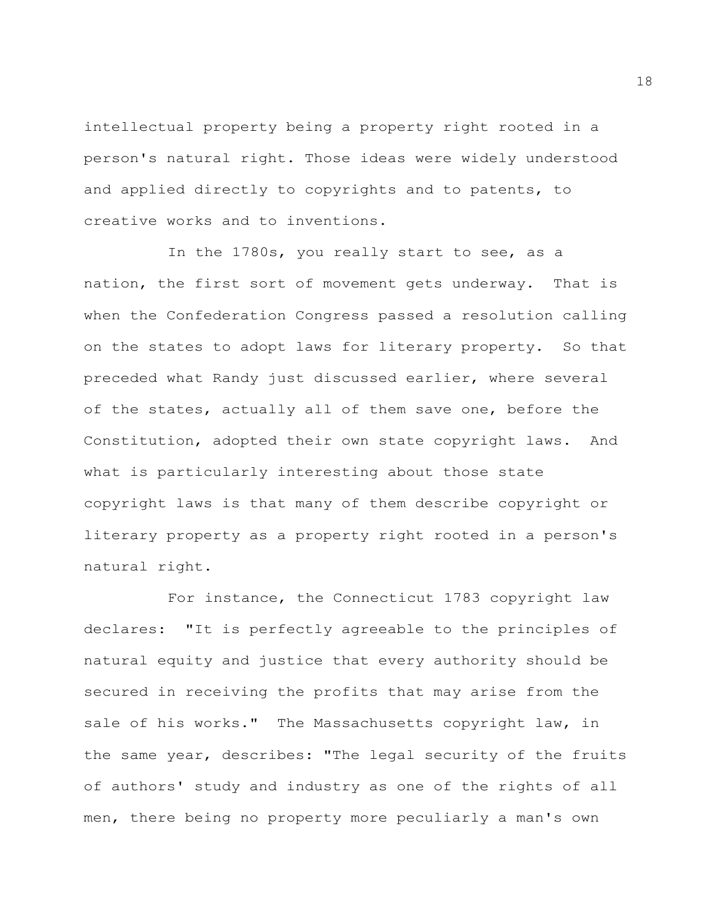intellectual property being a property right rooted in a person's natural right. Those ideas were widely understood and applied directly to copyrights and to patents, to creative works and to inventions.

In the 1780s, you really start to see, as a nation, the first sort of movement gets underway. That is when the Confederation Congress passed a resolution calling on the states to adopt laws for literary property. So that preceded what Randy just discussed earlier, where several of the states, actually all of them save one, before the Constitution, adopted their own state copyright laws. And what is particularly interesting about those state copyright laws is that many of them describe copyright or literary property as a property right rooted in a person's natural right.

For instance, the Connecticut 1783 copyright law declares: "It is perfectly agreeable to the principles of natural equity and justice that every authority should be secured in receiving the profits that may arise from the sale of his works." The Massachusetts copyright law, in the same year, describes: "The legal security of the fruits of authors' study and industry as one of the rights of all men, there being no property more peculiarly a man's own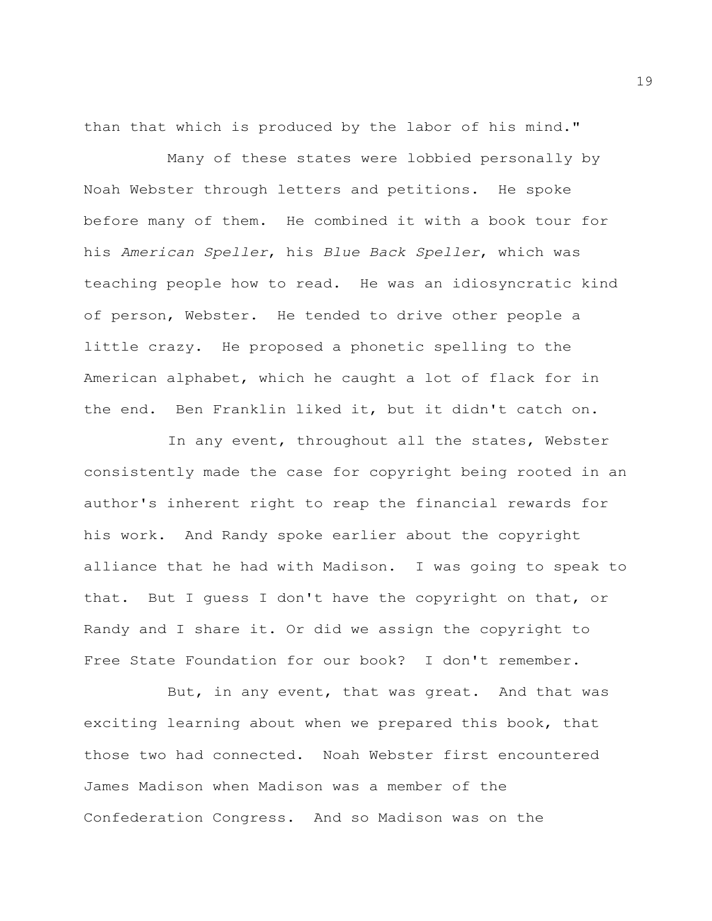than that which is produced by the labor of his mind."

Many of these states were lobbied personally by Noah Webster through letters and petitions. He spoke before many of them. He combined it with a book tour for his *American Speller*, his *Blue Back Speller*, which was teaching people how to read. He was an idiosyncratic kind of person, Webster. He tended to drive other people a little crazy. He proposed a phonetic spelling to the American alphabet, which he caught a lot of flack for in the end. Ben Franklin liked it, but it didn't catch on.

In any event, throughout all the states, Webster consistently made the case for copyright being rooted in an author's inherent right to reap the financial rewards for his work. And Randy spoke earlier about the copyright alliance that he had with Madison. I was going to speak to that. But I guess I don't have the copyright on that, or Randy and I share it. Or did we assign the copyright to Free State Foundation for our book? I don't remember.

But, in any event, that was great. And that was exciting learning about when we prepared this book, that those two had connected. Noah Webster first encountered James Madison when Madison was a member of the Confederation Congress. And so Madison was on the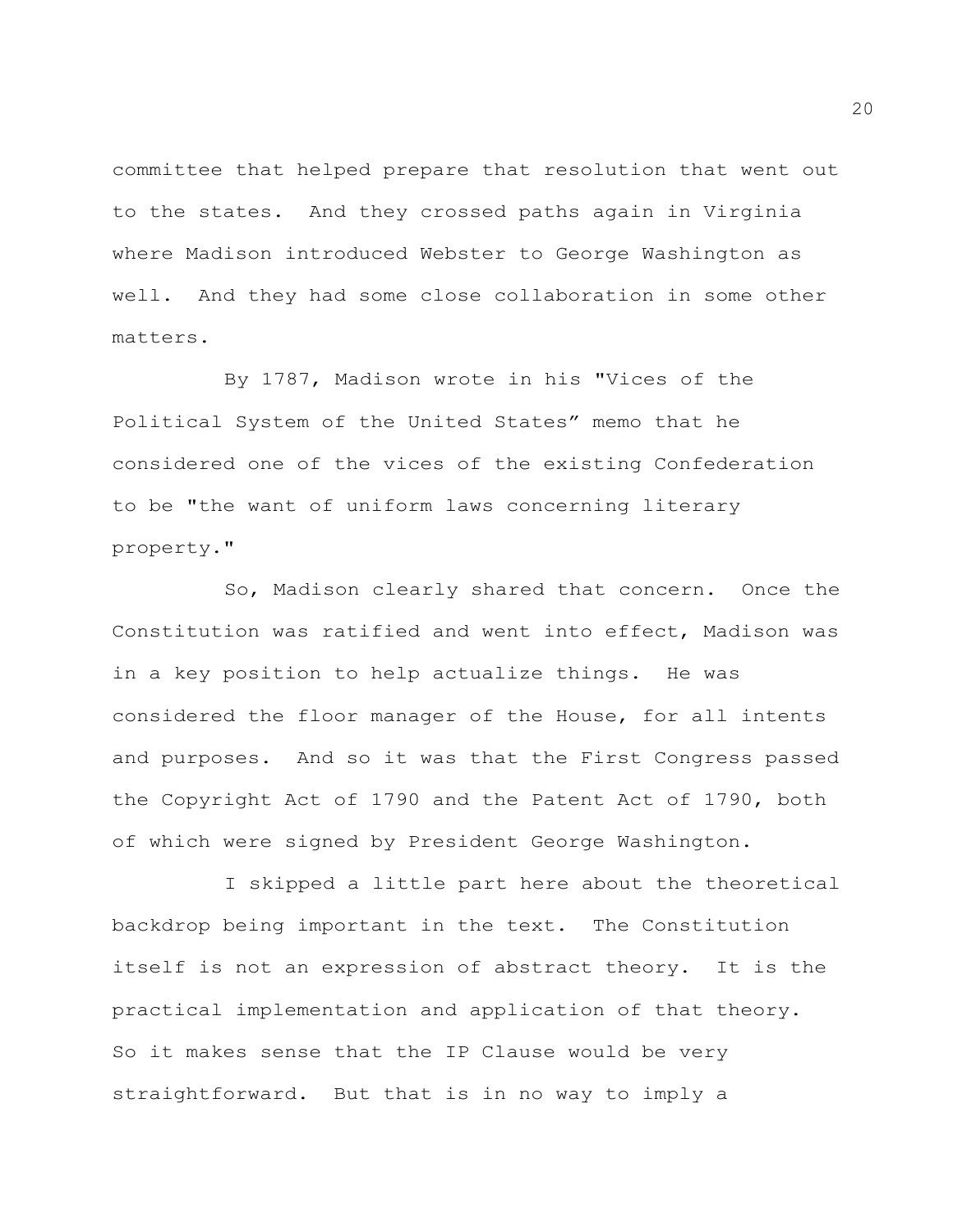committee that helped prepare that resolution that went out to the states. And they crossed paths again in Virginia where Madison introduced Webster to George Washington as well. And they had some close collaboration in some other matters.

By 1787, Madison wrote in his "Vices of the Political System of the United States" memo that he considered one of the vices of the existing Confederation to be "the want of uniform laws concerning literary property."

So, Madison clearly shared that concern. Once the Constitution was ratified and went into effect, Madison was in a key position to help actualize things. He was considered the floor manager of the House, for all intents and purposes. And so it was that the First Congress passed the Copyright Act of 1790 and the Patent Act of 1790, both of which were signed by President George Washington.

I skipped a little part here about the theoretical backdrop being important in the text. The Constitution itself is not an expression of abstract theory. It is the practical implementation and application of that theory. So it makes sense that the IP Clause would be very straightforward. But that is in no way to imply a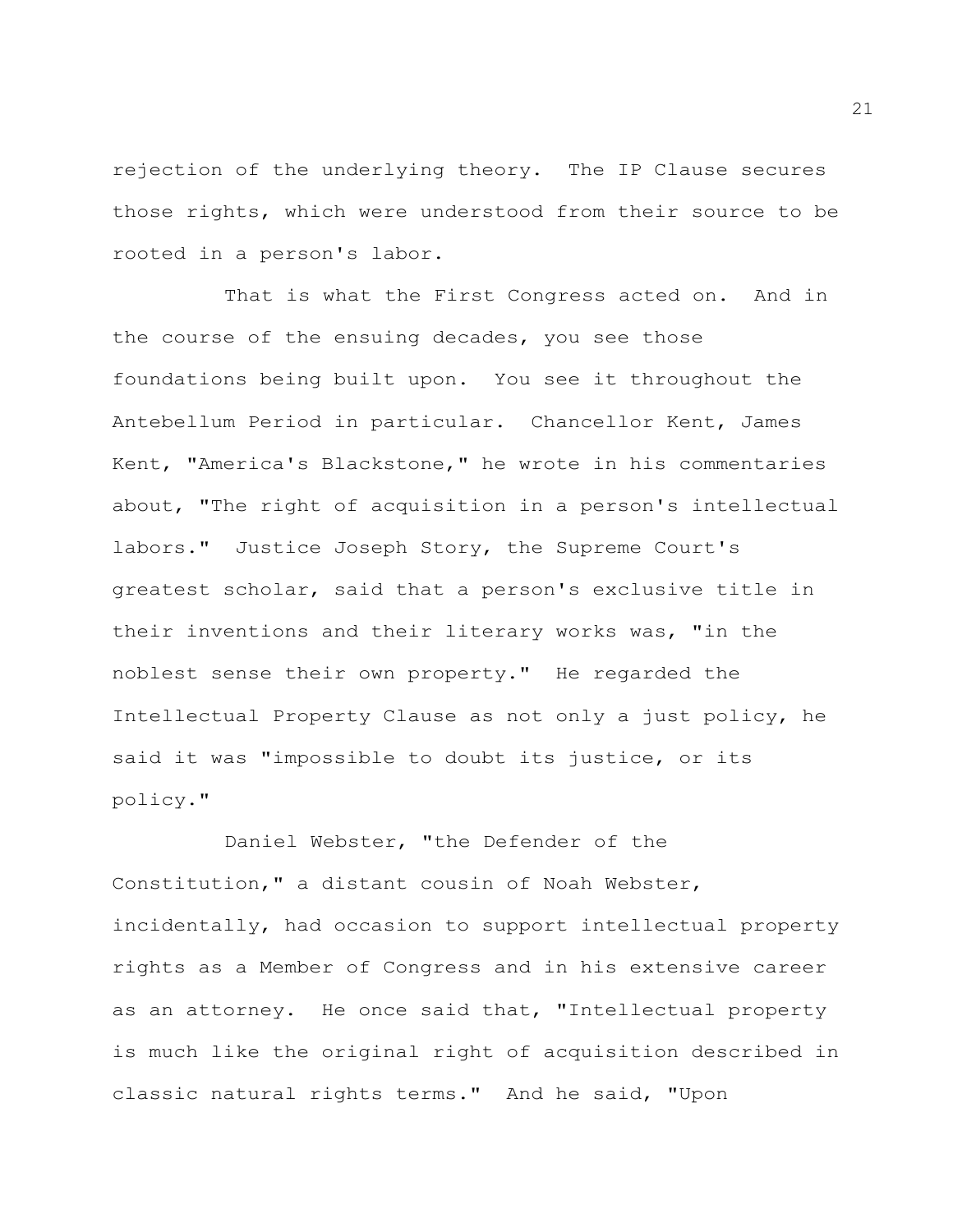rejection of the underlying theory. The IP Clause secures those rights, which were understood from their source to be rooted in a person's labor.

That is what the First Congress acted on. And in the course of the ensuing decades, you see those foundations being built upon. You see it throughout the Antebellum Period in particular. Chancellor Kent, James Kent, "America's Blackstone," he wrote in his commentaries about, "The right of acquisition in a person's intellectual labors." Justice Joseph Story, the Supreme Court's greatest scholar, said that a person's exclusive title in their inventions and their literary works was, "in the noblest sense their own property." He regarded the Intellectual Property Clause as not only a just policy, he said it was "impossible to doubt its justice, or its policy."

Daniel Webster, "the Defender of the Constitution," a distant cousin of Noah Webster, incidentally, had occasion to support intellectual property rights as a Member of Congress and in his extensive career as an attorney. He once said that, "Intellectual property is much like the original right of acquisition described in classic natural rights terms." And he said, "Upon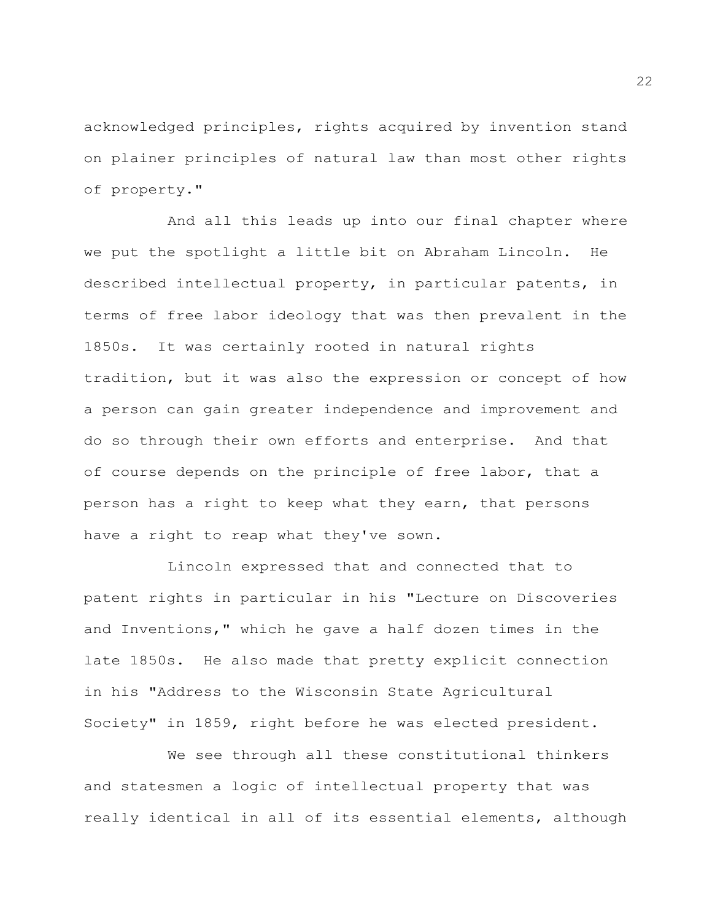acknowledged principles, rights acquired by invention stand on plainer principles of natural law than most other rights of property."

And all this leads up into our final chapter where we put the spotlight a little bit on Abraham Lincoln. He described intellectual property, in particular patents, in terms of free labor ideology that was then prevalent in the 1850s. It was certainly rooted in natural rights tradition, but it was also the expression or concept of how a person can gain greater independence and improvement and do so through their own efforts and enterprise. And that of course depends on the principle of free labor, that a person has a right to keep what they earn, that persons have a right to reap what they've sown.

Lincoln expressed that and connected that to patent rights in particular in his "Lecture on Discoveries and Inventions," which he gave a half dozen times in the late 1850s. He also made that pretty explicit connection in his "Address to the Wisconsin State Agricultural Society" in 1859, right before he was elected president.

We see through all these constitutional thinkers and statesmen a logic of intellectual property that was really identical in all of its essential elements, although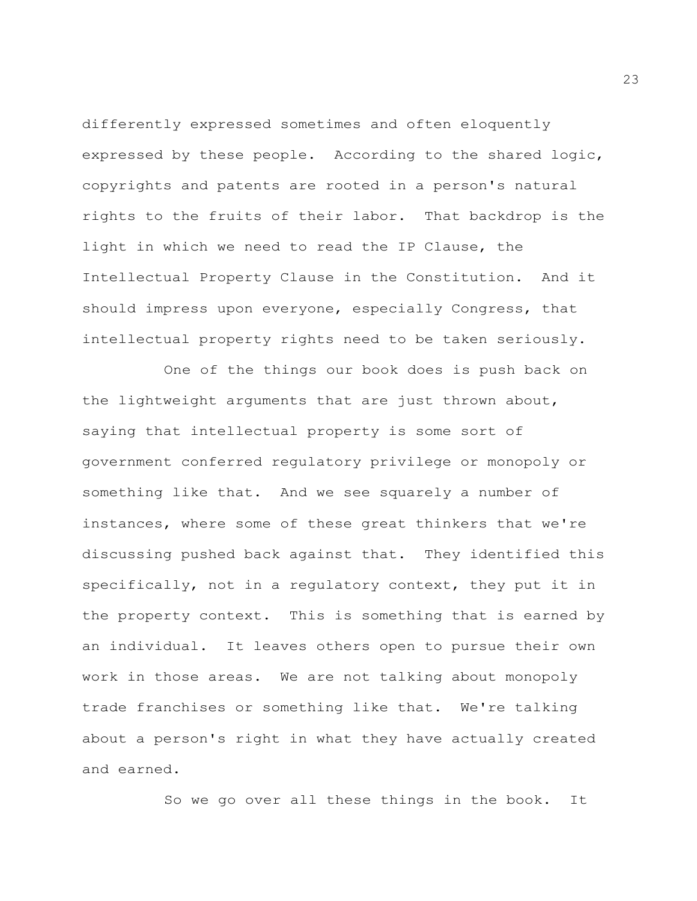differently expressed sometimes and often eloquently expressed by these people. According to the shared logic, copyrights and patents are rooted in a person's natural rights to the fruits of their labor. That backdrop is the light in which we need to read the IP Clause, the Intellectual Property Clause in the Constitution. And it should impress upon everyone, especially Congress, that intellectual property rights need to be taken seriously.

One of the things our book does is push back on the lightweight arguments that are just thrown about, saying that intellectual property is some sort of government conferred regulatory privilege or monopoly or something like that. And we see squarely a number of instances, where some of these great thinkers that we're discussing pushed back against that. They identified this specifically, not in a regulatory context, they put it in the property context. This is something that is earned by an individual. It leaves others open to pursue their own work in those areas. We are not talking about monopoly trade franchises or something like that. We're talking about a person's right in what they have actually created and earned.

So we go over all these things in the book. It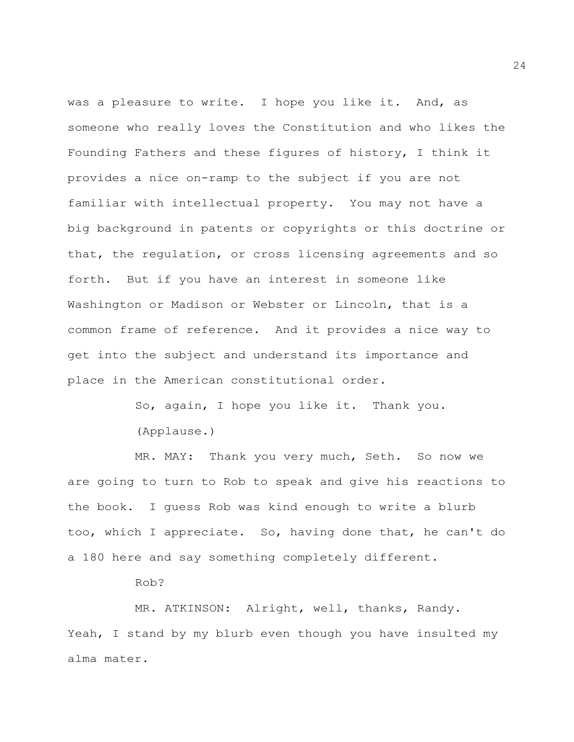was a pleasure to write. I hope you like it. And, as someone who really loves the Constitution and who likes the Founding Fathers and these figures of history, I think it provides a nice on-ramp to the subject if you are not familiar with intellectual property. You may not have a big background in patents or copyrights or this doctrine or that, the regulation, or cross licensing agreements and so forth. But if you have an interest in someone like Washington or Madison or Webster or Lincoln, that is a common frame of reference. And it provides a nice way to get into the subject and understand its importance and place in the American constitutional order.

So, again, I hope you like it. Thank you.

(Applause.)

MR. MAY: Thank you very much, Seth. So now we are going to turn to Rob to speak and give his reactions to the book. I guess Rob was kind enough to write a blurb too, which I appreciate. So, having done that, he can't do a 180 here and say something completely different.

Rob?

MR. ATKINSON: Alright, well, thanks, Randy. Yeah, I stand by my blurb even though you have insulted my alma mater.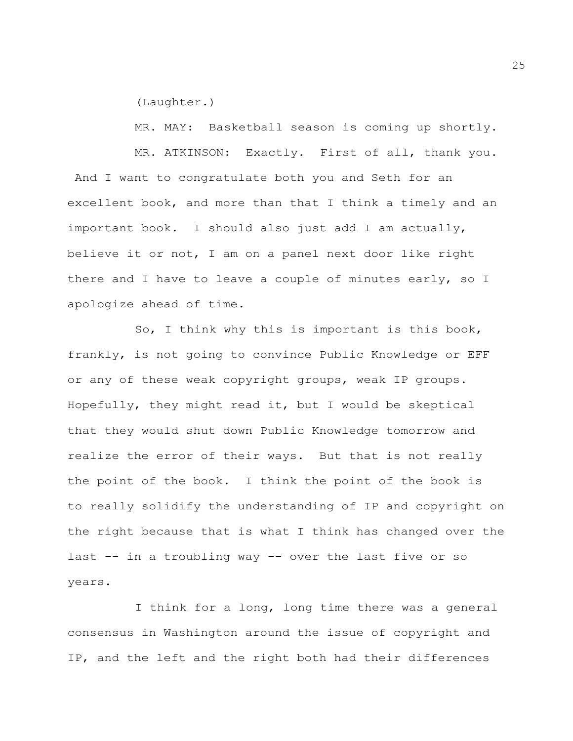(Laughter.)

MR. MAY: Basketball season is coming up shortly.

MR. ATKINSON: Exactly. First of all, thank you. And I want to congratulate both you and Seth for an excellent book, and more than that I think a timely and an important book. I should also just add I am actually, believe it or not, I am on a panel next door like right there and I have to leave a couple of minutes early, so I apologize ahead of time.

So, I think why this is important is this book, frankly, is not going to convince Public Knowledge or EFF or any of these weak copyright groups, weak IP groups. Hopefully, they might read it, but I would be skeptical that they would shut down Public Knowledge tomorrow and realize the error of their ways. But that is not really the point of the book. I think the point of the book is to really solidify the understanding of IP and copyright on the right because that is what I think has changed over the last -- in a troubling way -- over the last five or so years.

I think for a long, long time there was a general consensus in Washington around the issue of copyright and IP, and the left and the right both had their differences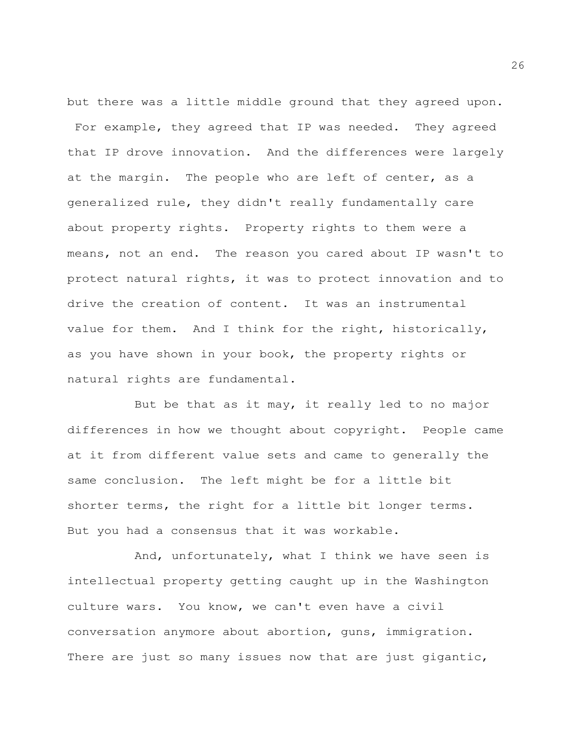but there was a little middle ground that they agreed upon. For example, they agreed that IP was needed. They agreed that IP drove innovation. And the differences were largely at the margin. The people who are left of center, as a generalized rule, they didn't really fundamentally care about property rights. Property rights to them were a means, not an end. The reason you cared about IP wasn't to protect natural rights, it was to protect innovation and to drive the creation of content. It was an instrumental value for them. And I think for the right, historically, as you have shown in your book, the property rights or natural rights are fundamental.

But be that as it may, it really led to no major differences in how we thought about copyright. People came at it from different value sets and came to generally the same conclusion. The left might be for a little bit shorter terms, the right for a little bit longer terms. But you had a consensus that it was workable.

And, unfortunately, what I think we have seen is intellectual property getting caught up in the Washington culture wars. You know, we can't even have a civil conversation anymore about abortion, guns, immigration. There are just so many issues now that are just gigantic,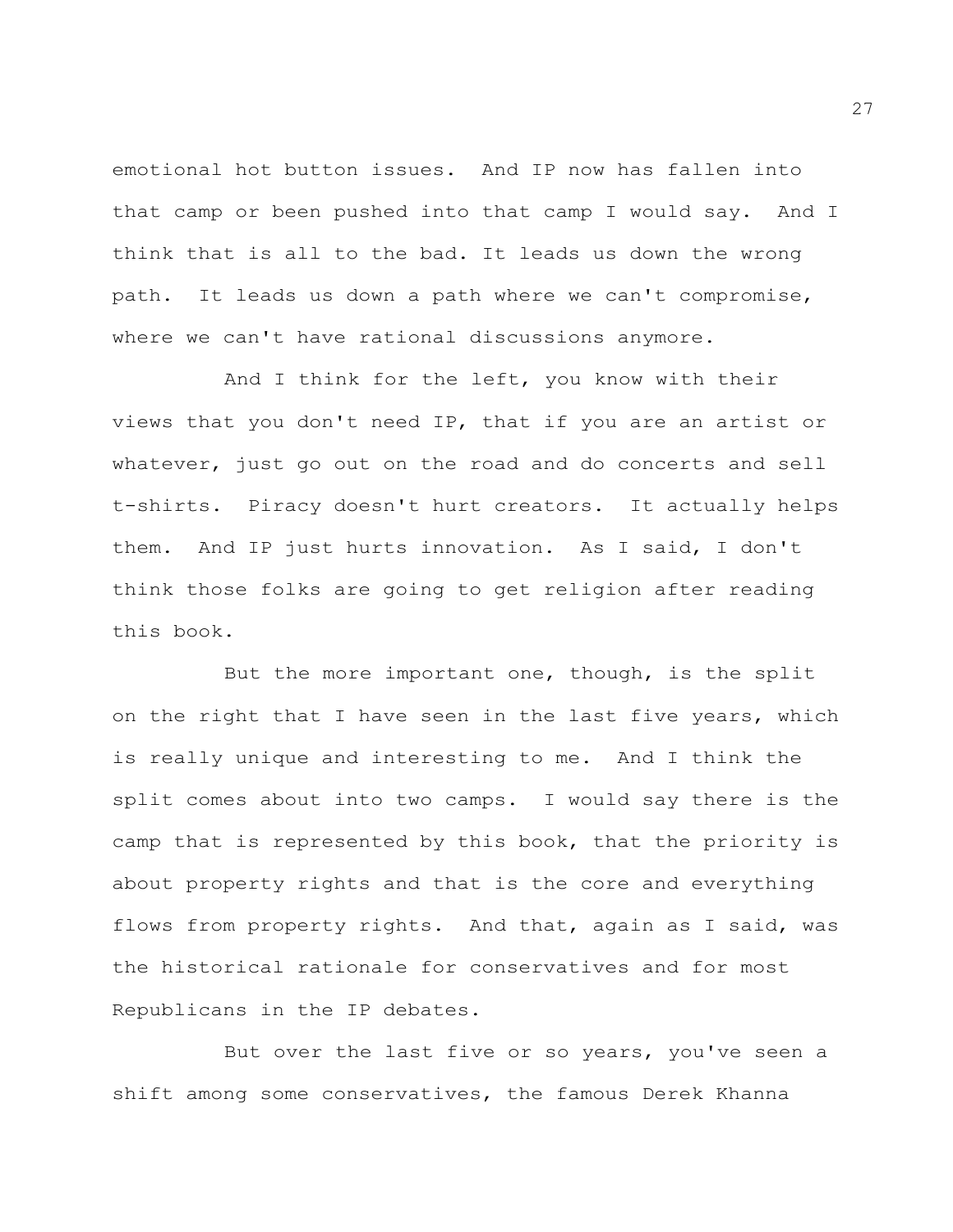emotional hot button issues. And IP now has fallen into that camp or been pushed into that camp I would say. And I think that is all to the bad. It leads us down the wrong path. It leads us down a path where we can't compromise, where we can't have rational discussions anymore.

And I think for the left, you know with their views that you don't need IP, that if you are an artist or whatever, just go out on the road and do concerts and sell t-shirts. Piracy doesn't hurt creators. It actually helps them. And IP just hurts innovation. As I said, I don't think those folks are going to get religion after reading this book.

But the more important one, though, is the split on the right that I have seen in the last five years, which is really unique and interesting to me. And I think the split comes about into two camps. I would say there is the camp that is represented by this book, that the priority is about property rights and that is the core and everything flows from property rights. And that, again as I said, was the historical rationale for conservatives and for most Republicans in the IP debates.

But over the last five or so years, you've seen a shift among some conservatives, the famous Derek Khanna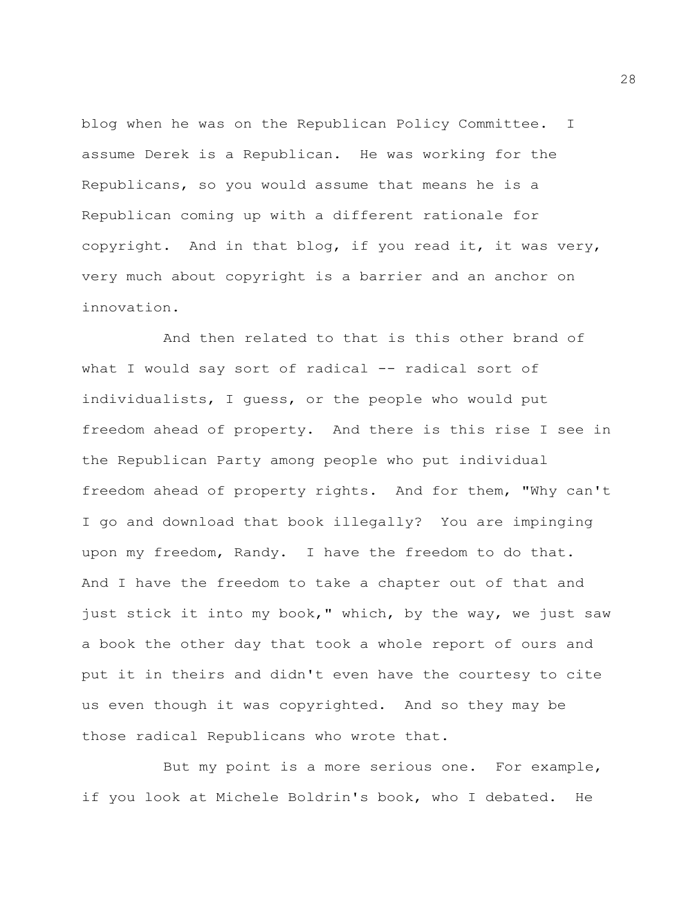blog when he was on the Republican Policy Committee. I assume Derek is a Republican. He was working for the Republicans, so you would assume that means he is a Republican coming up with a different rationale for copyright. And in that blog, if you read it, it was very, very much about copyright is a barrier and an anchor on innovation.

And then related to that is this other brand of what I would say sort of radical -- radical sort of individualists, I guess, or the people who would put freedom ahead of property. And there is this rise I see in the Republican Party among people who put individual freedom ahead of property rights. And for them, "Why can't I go and download that book illegally? You are impinging upon my freedom, Randy. I have the freedom to do that. And I have the freedom to take a chapter out of that and just stick it into my book," which, by the way, we just saw a book the other day that took a whole report of ours and put it in theirs and didn't even have the courtesy to cite us even though it was copyrighted. And so they may be those radical Republicans who wrote that.

But my point is a more serious one. For example, if you look at Michele Boldrin's book, who I debated. He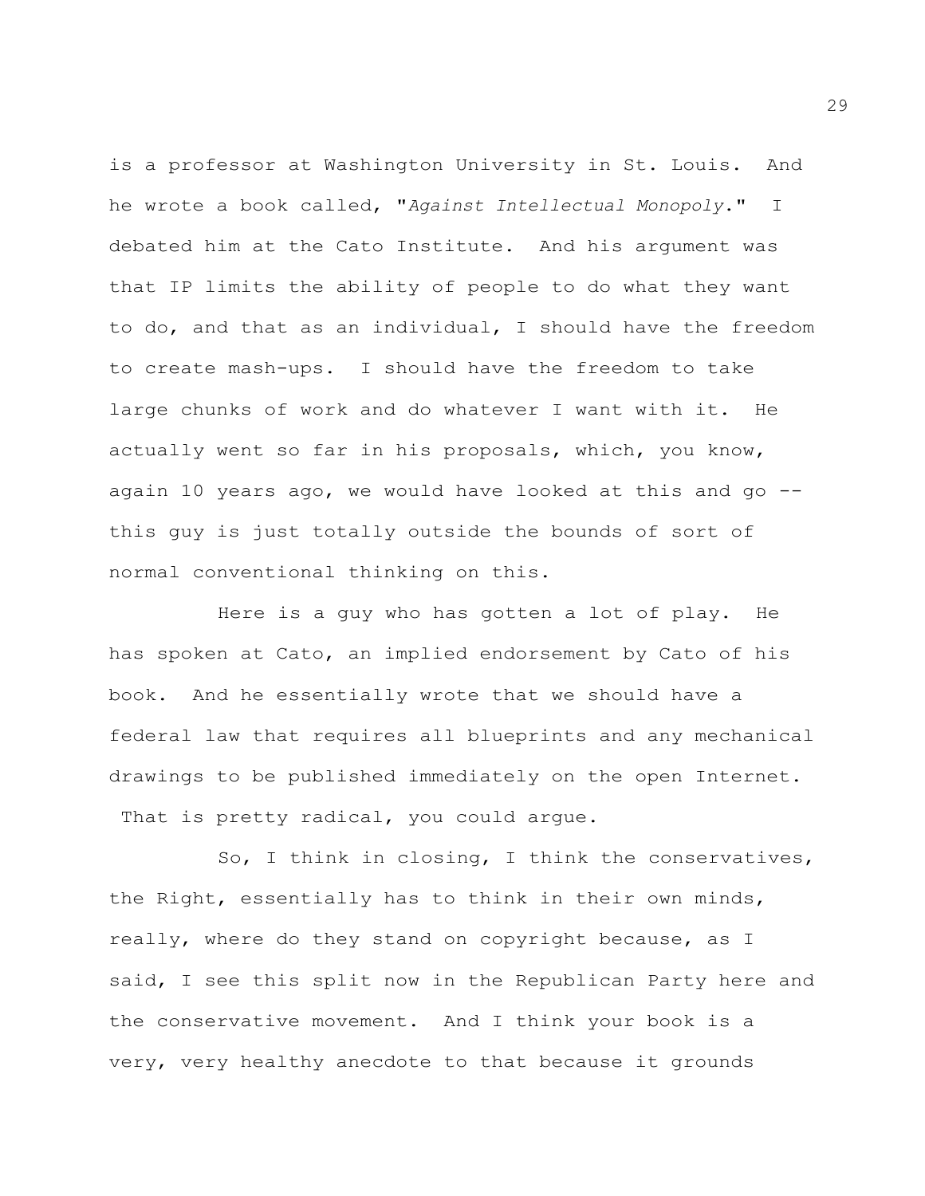is a professor at Washington University in St. Louis. And he wrote a book called, "*Against Intellectual Monopoly*." I debated him at the Cato Institute. And his argument was that IP limits the ability of people to do what they want to do, and that as an individual, I should have the freedom to create mash-ups. I should have the freedom to take large chunks of work and do whatever I want with it. He actually went so far in his proposals, which, you know, again 10 years ago, we would have looked at this and go -- this guy is just totally outside the bounds of sort of normal conventional thinking on this.

Here is a guy who has gotten a lot of play. He has spoken at Cato, an implied endorsement by Cato of his book. And he essentially wrote that we should have a federal law that requires all blueprints and any mechanical drawings to be published immediately on the open Internet. That is pretty radical, you could argue.

So, I think in closing, I think the conservatives, the Right, essentially has to think in their own minds, really, where do they stand on copyright because, as I said, I see this split now in the Republican Party here and the conservative movement. And I think your book is a very, very healthy anecdote to that because it grounds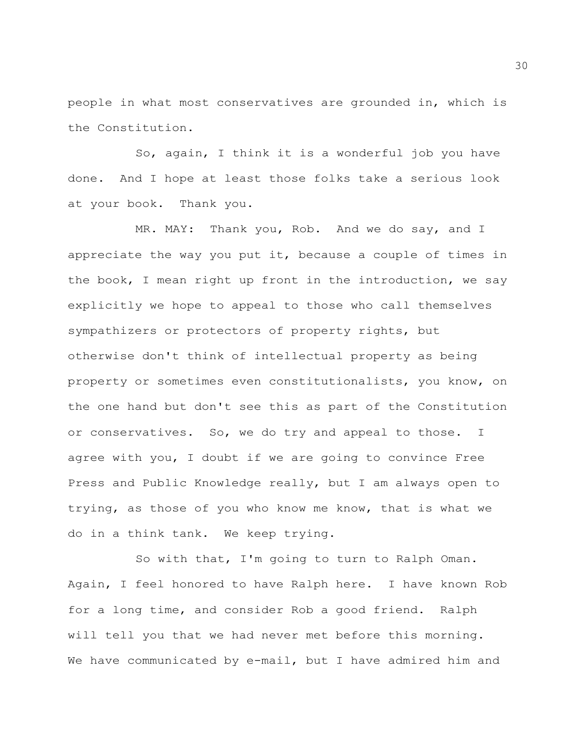people in what most conservatives are grounded in, which is the Constitution.

So, again, I think it is a wonderful job you have done. And I hope at least those folks take a serious look at your book. Thank you.

MR. MAY: Thank you, Rob. And we do say, and I appreciate the way you put it, because a couple of times in the book, I mean right up front in the introduction, we say explicitly we hope to appeal to those who call themselves sympathizers or protectors of property rights, but otherwise don't think of intellectual property as being property or sometimes even constitutionalists, you know, on the one hand but don't see this as part of the Constitution or conservatives. So, we do try and appeal to those. I agree with you, I doubt if we are going to convince Free Press and Public Knowledge really, but I am always open to trying, as those of you who know me know, that is what we do in a think tank. We keep trying.

So with that, I'm going to turn to Ralph Oman. Again, I feel honored to have Ralph here. I have known Rob for a long time, and consider Rob a good friend. Ralph will tell you that we had never met before this morning. We have communicated by e-mail, but I have admired him and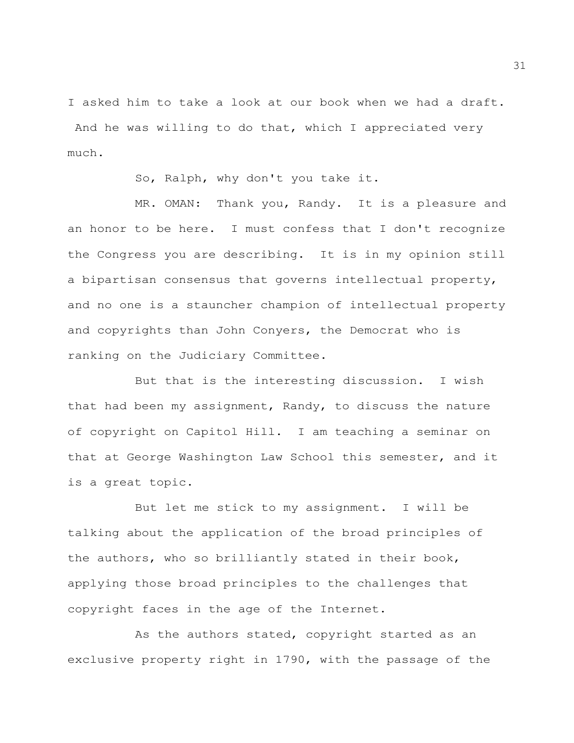I asked him to take a look at our book when we had a draft. And he was willing to do that, which I appreciated very much.

So, Ralph, why don't you take it.

MR. OMAN: Thank you, Randy. It is a pleasure and an honor to be here. I must confess that I don't recognize the Congress you are describing. It is in my opinion still a bipartisan consensus that governs intellectual property, and no one is a stauncher champion of intellectual property and copyrights than John Conyers, the Democrat who is ranking on the Judiciary Committee.

But that is the interesting discussion. I wish that had been my assignment, Randy, to discuss the nature of copyright on Capitol Hill. I am teaching a seminar on that at George Washington Law School this semester, and it is a great topic.

But let me stick to my assignment. I will be talking about the application of the broad principles of the authors, who so brilliantly stated in their book, applying those broad principles to the challenges that copyright faces in the age of the Internet.

As the authors stated, copyright started as an exclusive property right in 1790, with the passage of the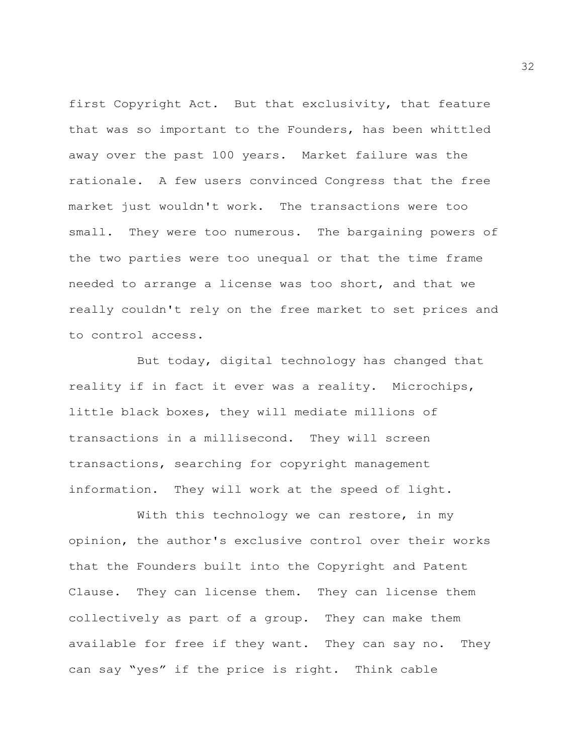first Copyright Act. But that exclusivity, that feature that was so important to the Founders, has been whittled away over the past 100 years. Market failure was the rationale. A few users convinced Congress that the free market just wouldn't work. The transactions were too small. They were too numerous. The bargaining powers of the two parties were too unequal or that the time frame needed to arrange a license was too short, and that we really couldn't rely on the free market to set prices and to control access.

But today, digital technology has changed that reality if in fact it ever was a reality. Microchips, little black boxes, they will mediate millions of transactions in a millisecond. They will screen transactions, searching for copyright management information. They will work at the speed of light.

With this technology we can restore, in my opinion, the author's exclusive control over their works that the Founders built into the Copyright and Patent Clause. They can license them. They can license them collectively as part of a group. They can make them available for free if they want. They can say no. They can say "yes" if the price is right. Think cable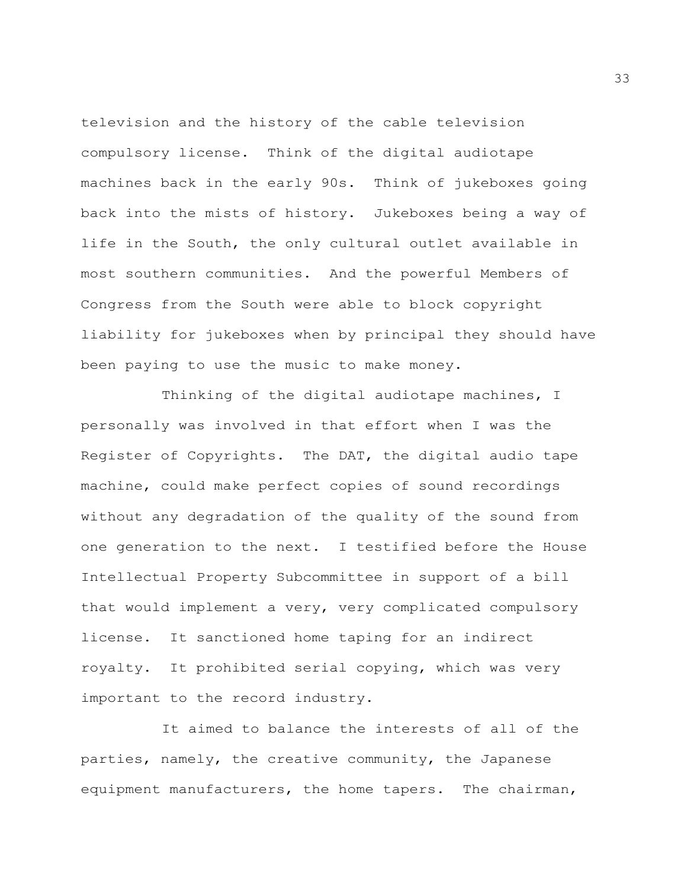television and the history of the cable television compulsory license. Think of the digital audiotape machines back in the early 90s. Think of jukeboxes going back into the mists of history. Jukeboxes being a way of life in the South, the only cultural outlet available in most southern communities. And the powerful Members of Congress from the South were able to block copyright liability for jukeboxes when by principal they should have been paying to use the music to make money.

Thinking of the digital audiotape machines, I personally was involved in that effort when I was the Register of Copyrights. The DAT, the digital audio tape machine, could make perfect copies of sound recordings without any degradation of the quality of the sound from one generation to the next. I testified before the House Intellectual Property Subcommittee in support of a bill that would implement a very, very complicated compulsory license. It sanctioned home taping for an indirect royalty. It prohibited serial copying, which was very important to the record industry.

It aimed to balance the interests of all of the parties, namely, the creative community, the Japanese equipment manufacturers, the home tapers. The chairman,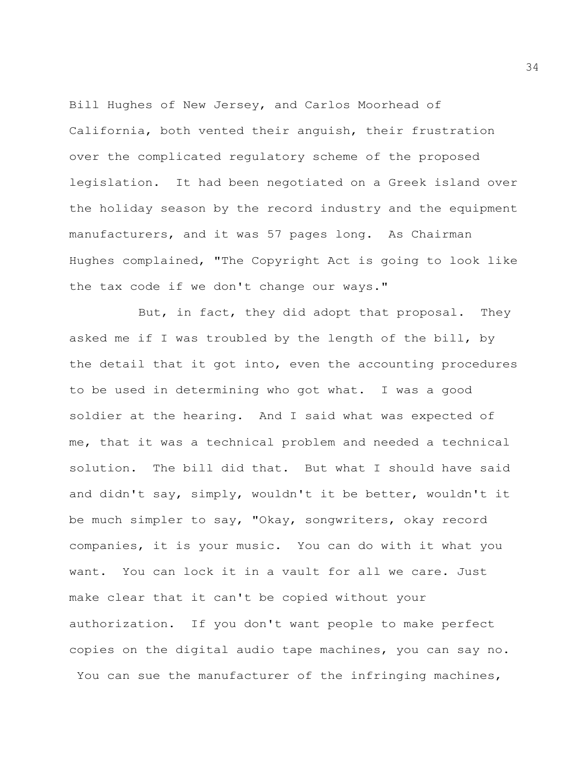Bill Hughes of New Jersey, and Carlos Moorhead of California, both vented their anguish, their frustration over the complicated regulatory scheme of the proposed legislation. It had been negotiated on a Greek island over the holiday season by the record industry and the equipment manufacturers, and it was 57 pages long. As Chairman Hughes complained, "The Copyright Act is going to look like the tax code if we don't change our ways."

But, in fact, they did adopt that proposal. They asked me if I was troubled by the length of the bill, by the detail that it got into, even the accounting procedures to be used in determining who got what. I was a good soldier at the hearing. And I said what was expected of me, that it was a technical problem and needed a technical solution. The bill did that. But what I should have said and didn't say, simply, wouldn't it be better, wouldn't it be much simpler to say, "Okay, songwriters, okay record companies, it is your music. You can do with it what you want. You can lock it in a vault for all we care. Just make clear that it can't be copied without your authorization. If you don't want people to make perfect copies on the digital audio tape machines, you can say no. You can sue the manufacturer of the infringing machines,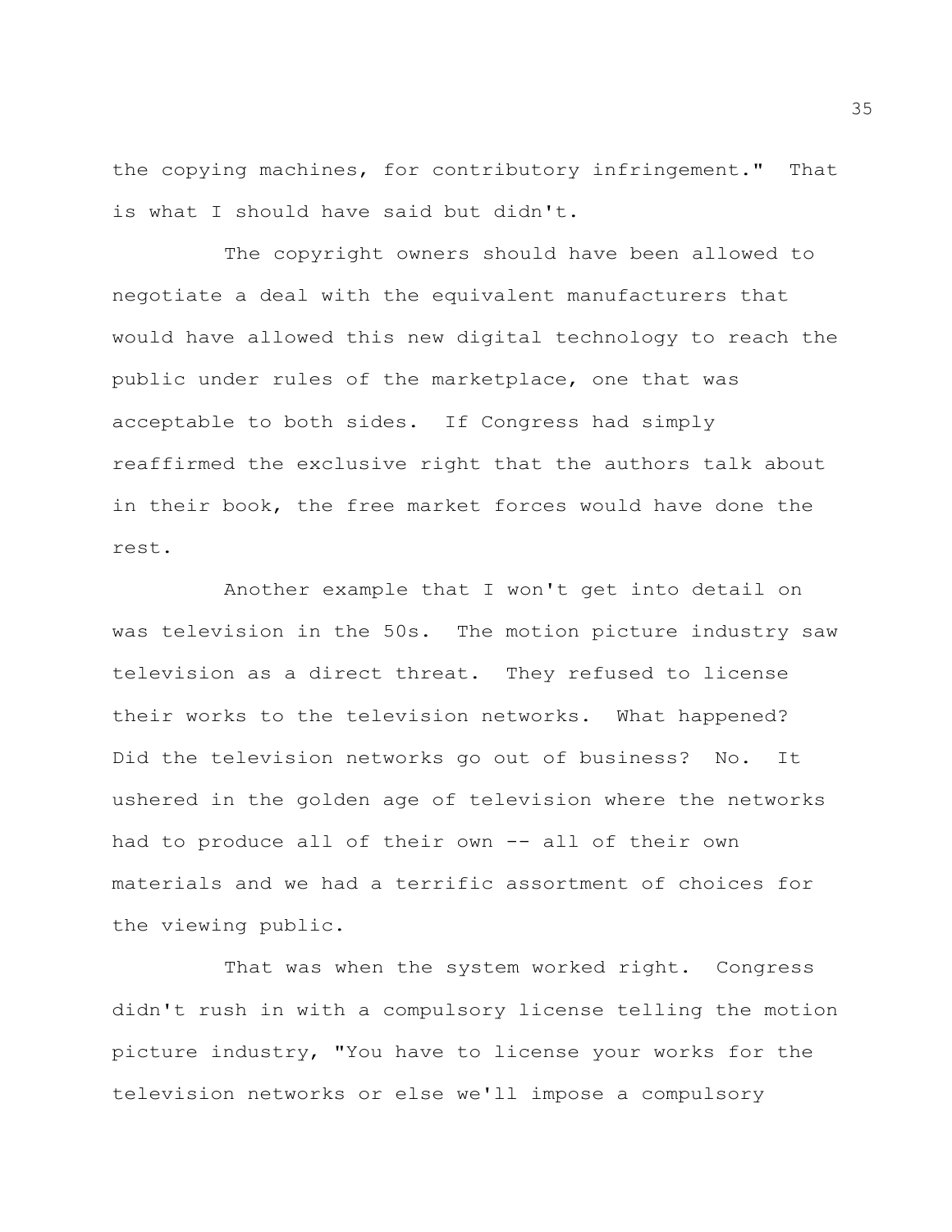the copying machines, for contributory infringement." That is what I should have said but didn't.

The copyright owners should have been allowed to negotiate a deal with the equivalent manufacturers that would have allowed this new digital technology to reach the public under rules of the marketplace, one that was acceptable to both sides. If Congress had simply reaffirmed the exclusive right that the authors talk about in their book, the free market forces would have done the rest.

Another example that I won't get into detail on was television in the 50s. The motion picture industry saw television as a direct threat. They refused to license their works to the television networks. What happened? Did the television networks go out of business? No. It ushered in the golden age of television where the networks had to produce all of their own -- all of their own materials and we had a terrific assortment of choices for the viewing public.

That was when the system worked right. Congress didn't rush in with a compulsory license telling the motion picture industry, "You have to license your works for the television networks or else we'll impose a compulsory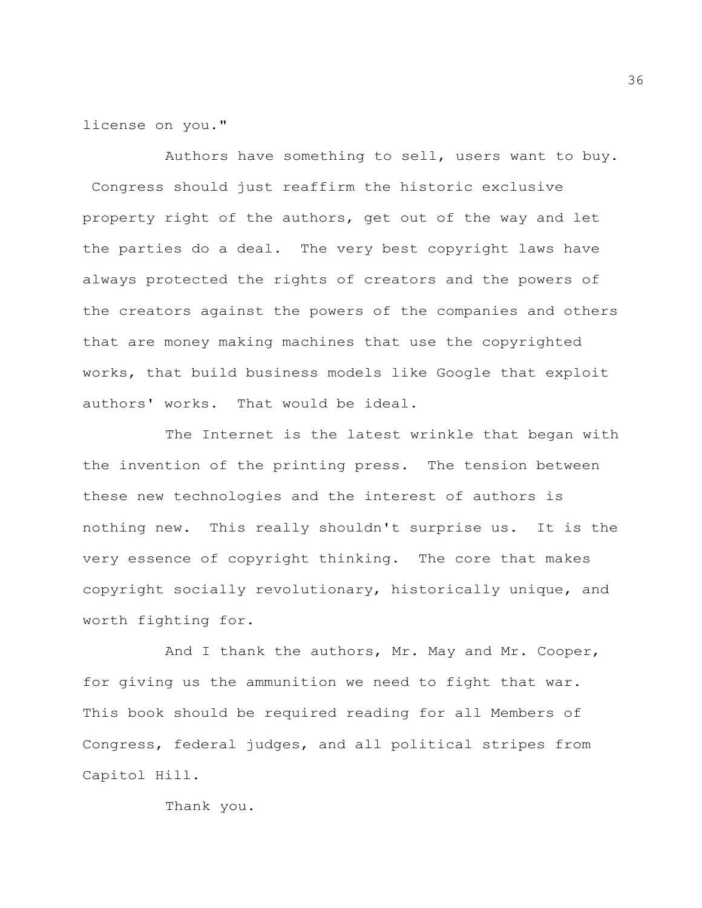license on you."

Authors have something to sell, users want to buy. Congress should just reaffirm the historic exclusive property right of the authors, get out of the way and let the parties do a deal. The very best copyright laws have always protected the rights of creators and the powers of the creators against the powers of the companies and others that are money making machines that use the copyrighted works, that build business models like Google that exploit authors' works. That would be ideal.

The Internet is the latest wrinkle that began with the invention of the printing press. The tension between these new technologies and the interest of authors is nothing new. This really shouldn't surprise us. It is the very essence of copyright thinking. The core that makes copyright socially revolutionary, historically unique, and worth fighting for.

And I thank the authors, Mr. May and Mr. Cooper, for giving us the ammunition we need to fight that war. This book should be required reading for all Members of Congress, federal judges, and all political stripes from Capitol Hill.

Thank you.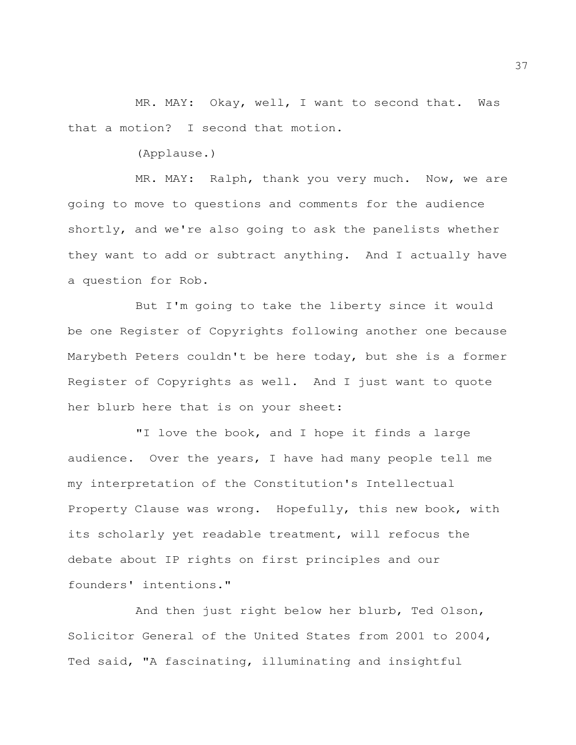MR. MAY: Okay, well, I want to second that. Was that a motion? I second that motion.

(Applause.)

MR. MAY: Ralph, thank you very much. Now, we are going to move to questions and comments for the audience shortly, and we're also going to ask the panelists whether they want to add or subtract anything. And I actually have a question for Rob.

But I'm going to take the liberty since it would be one Register of Copyrights following another one because Marybeth Peters couldn't be here today, but she is a former Register of Copyrights as well. And I just want to quote her blurb here that is on your sheet:

"I love the book, and I hope it finds a large audience. Over the years, I have had many people tell me my interpretation of the Constitution's Intellectual Property Clause was wrong. Hopefully, this new book, with its scholarly yet readable treatment, will refocus the debate about IP rights on first principles and our founders' intentions."

And then just right below her blurb, Ted Olson, Solicitor General of the United States from 2001 to 2004, Ted said, "A fascinating, illuminating and insightful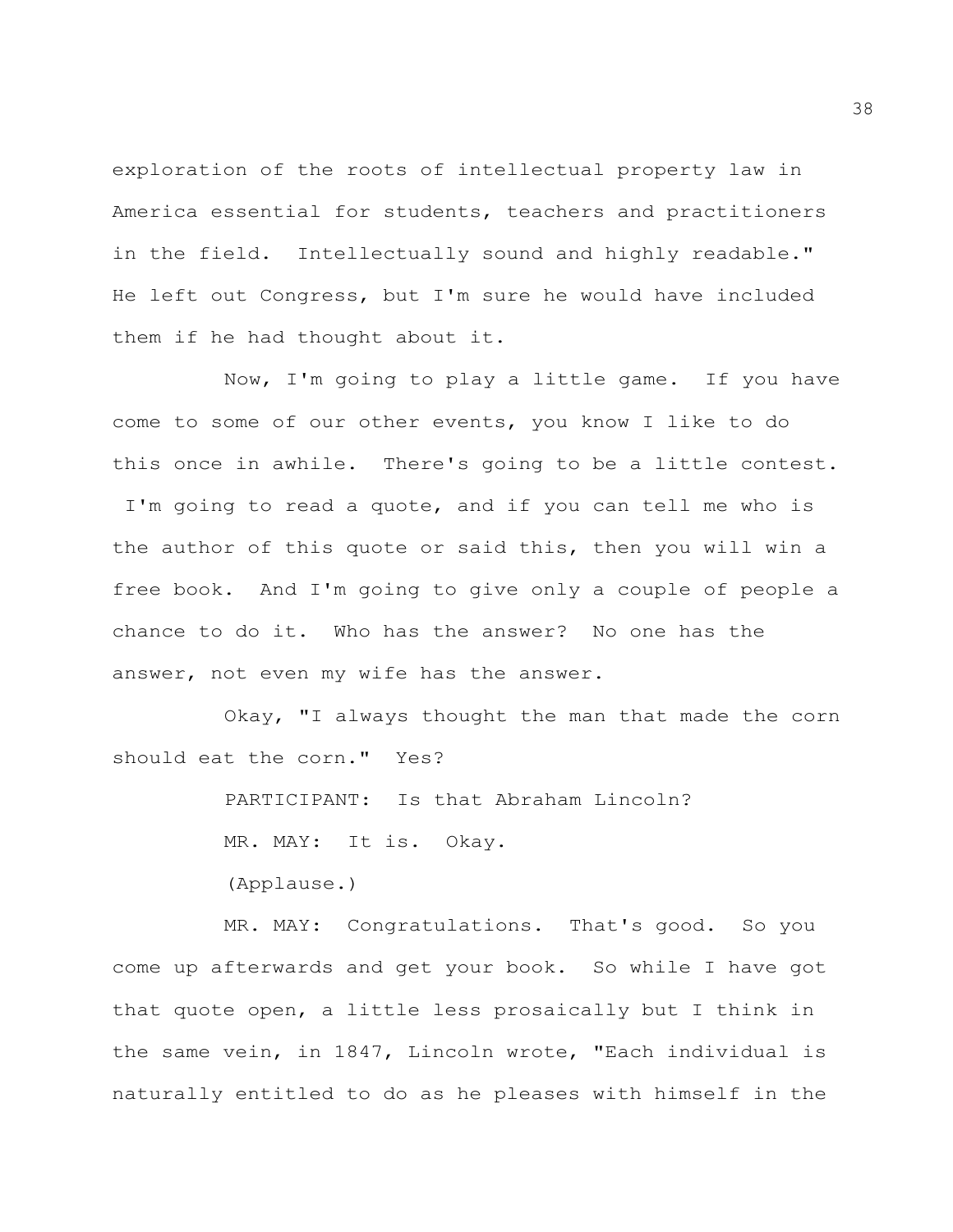exploration of the roots of intellectual property law in America essential for students, teachers and practitioners in the field. Intellectually sound and highly readable." He left out Congress, but I'm sure he would have included them if he had thought about it.

Now, I'm going to play a little game. If you have come to some of our other events, you know I like to do this once in awhile. There's going to be a little contest. I'm going to read a quote, and if you can tell me who is the author of this quote or said this, then you will win a free book. And I'm going to give only a couple of people a chance to do it. Who has the answer? No one has the answer, not even my wife has the answer.

Okay, "I always thought the man that made the corn should eat the corn." Yes?

PARTICIPANT: Is that Abraham Lincoln?

MR. MAY: It is. Okay.

(Applause.)

MR. MAY: Congratulations. That's good. So you come up afterwards and get your book. So while I have got that quote open, a little less prosaically but I think in the same vein, in 1847, Lincoln wrote, "Each individual is naturally entitled to do as he pleases with himself in the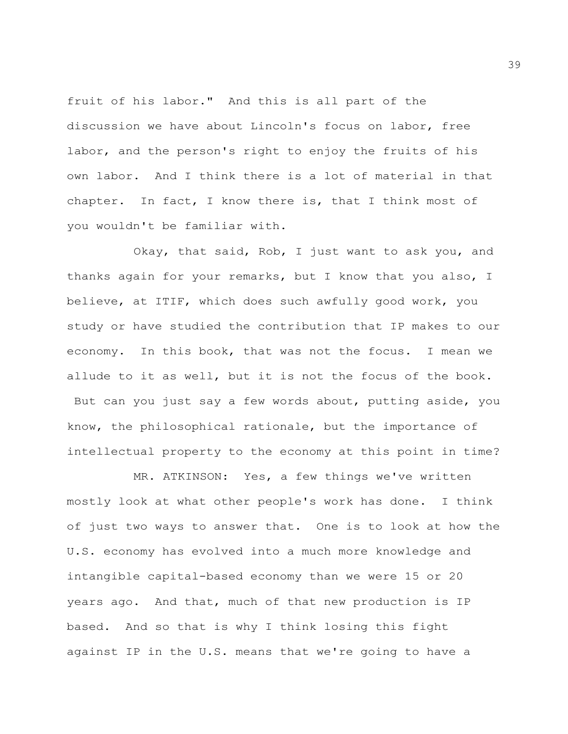fruit of his labor." And this is all part of the discussion we have about Lincoln's focus on labor, free labor, and the person's right to enjoy the fruits of his own labor. And I think there is a lot of material in that chapter. In fact, I know there is, that I think most of you wouldn't be familiar with.

Okay, that said, Rob, I just want to ask you, and thanks again for your remarks, but I know that you also, I believe, at ITIF, which does such awfully good work, you study or have studied the contribution that IP makes to our economy. In this book, that was not the focus. I mean we allude to it as well, but it is not the focus of the book. But can you just say a few words about, putting aside, you know, the philosophical rationale, but the importance of intellectual property to the economy at this point in time?

MR. ATKINSON: Yes, a few things we've written mostly look at what other people's work has done. I think of just two ways to answer that. One is to look at how the U.S. economy has evolved into a much more knowledge and intangible capital-based economy than we were 15 or 20 years ago. And that, much of that new production is IP based. And so that is why I think losing this fight against IP in the U.S. means that we're going to have a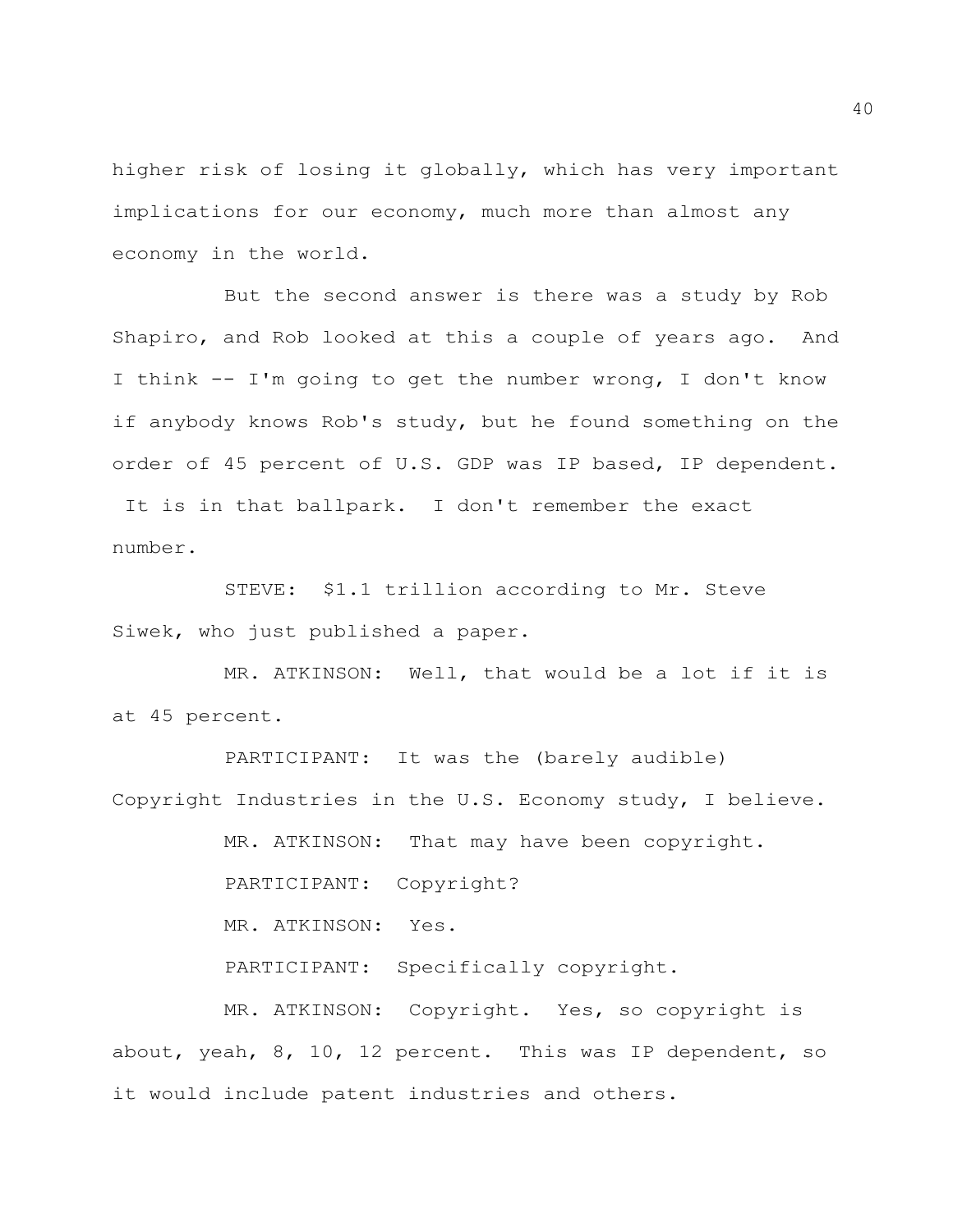higher risk of losing it globally, which has very important implications for our economy, much more than almost any economy in the world.

But the second answer is there was a study by Rob Shapiro, and Rob looked at this a couple of years ago. And I think -- I'm going to get the number wrong, I don't know if anybody knows Rob's study, but he found something on the order of 45 percent of U.S. GDP was IP based, IP dependent. It is in that ballpark. I don't remember the exact number.

STEVE: $1.1 trillion according to Mr. Steve Siwek, who just published a paper.

MR. ATKINSON: Well, that would be a lot if it is at 45 percent.

PARTICIPANT: It was the (barely audible) Copyright Industries in the U.S. Economy study, I believe.

MR. ATKINSON: That may have been copyright.

PARTICIPANT: Copyright?

MR. ATKINSON: Yes.

PARTICIPANT: Specifically copyright.

MR. ATKINSON: Copyright. Yes, so copyright is about, yeah, 8, 10, 12 percent. This was IP dependent, so it would include patent industries and others.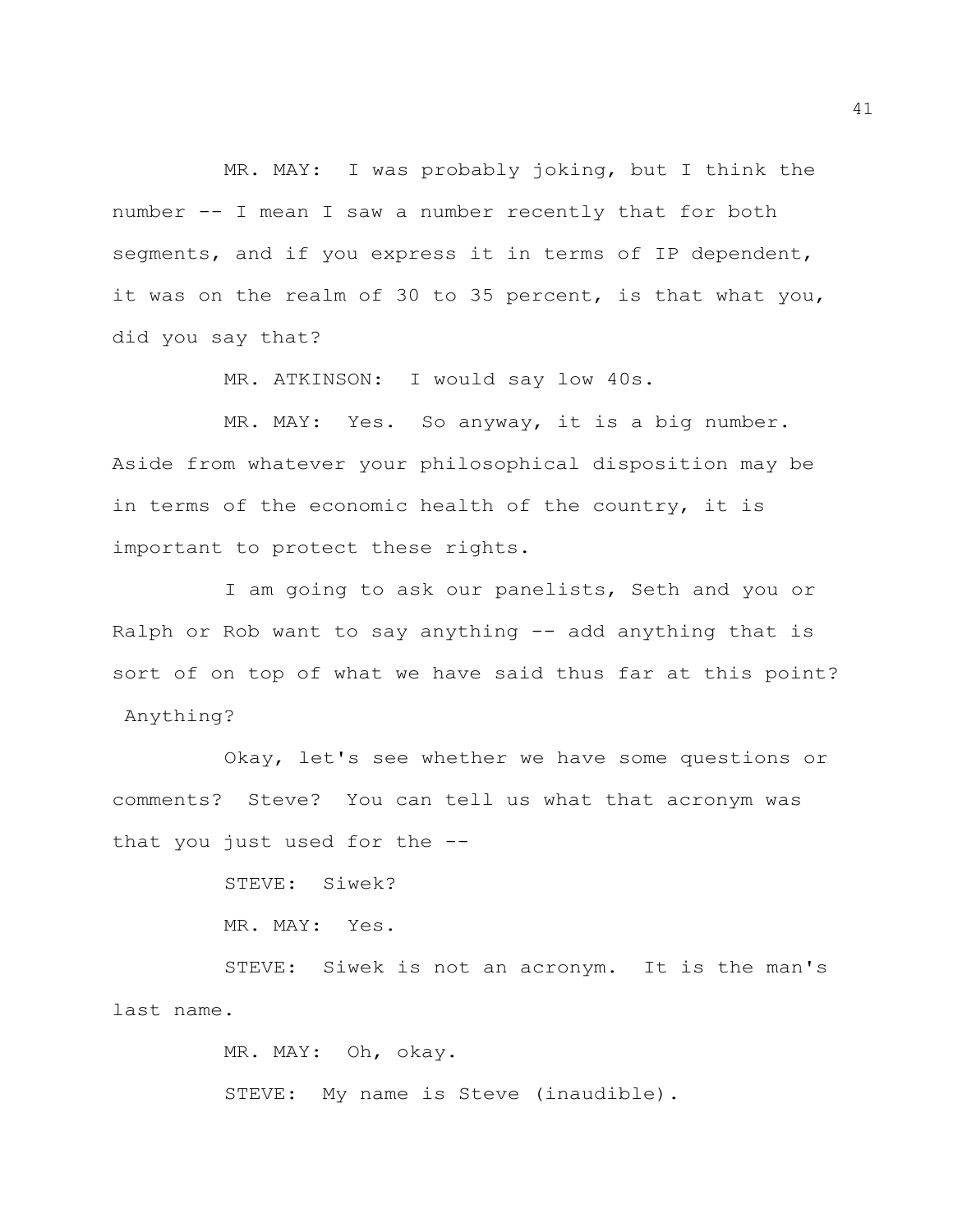MR. MAY: I was probably joking, but I think the number -- I mean I saw a number recently that for both segments, and if you express it in terms of IP dependent, it was on the realm of 30 to 35 percent, is that what you, did you say that?

MR. ATKINSON: I would say low 40s.

MR. MAY: Yes. So anyway, it is a big number. Aside from whatever your philosophical disposition may be in terms of the economic health of the country, it is important to protect these rights.

I am going to ask our panelists, Seth and you or Ralph or Rob want to say anything -- add anything that is sort of on top of what we have said thus far at this point? Anything?

Okay, let's see whether we have some questions or comments? Steve? You can tell us what that acronym was that you just used for the --

STEVE: Siwek?

MR. MAY: Yes.

STEVE: Siwek is not an acronym. It is the man's last name.

MR. MAY: Oh, okay.

STEVE: My name is Steve (inaudible).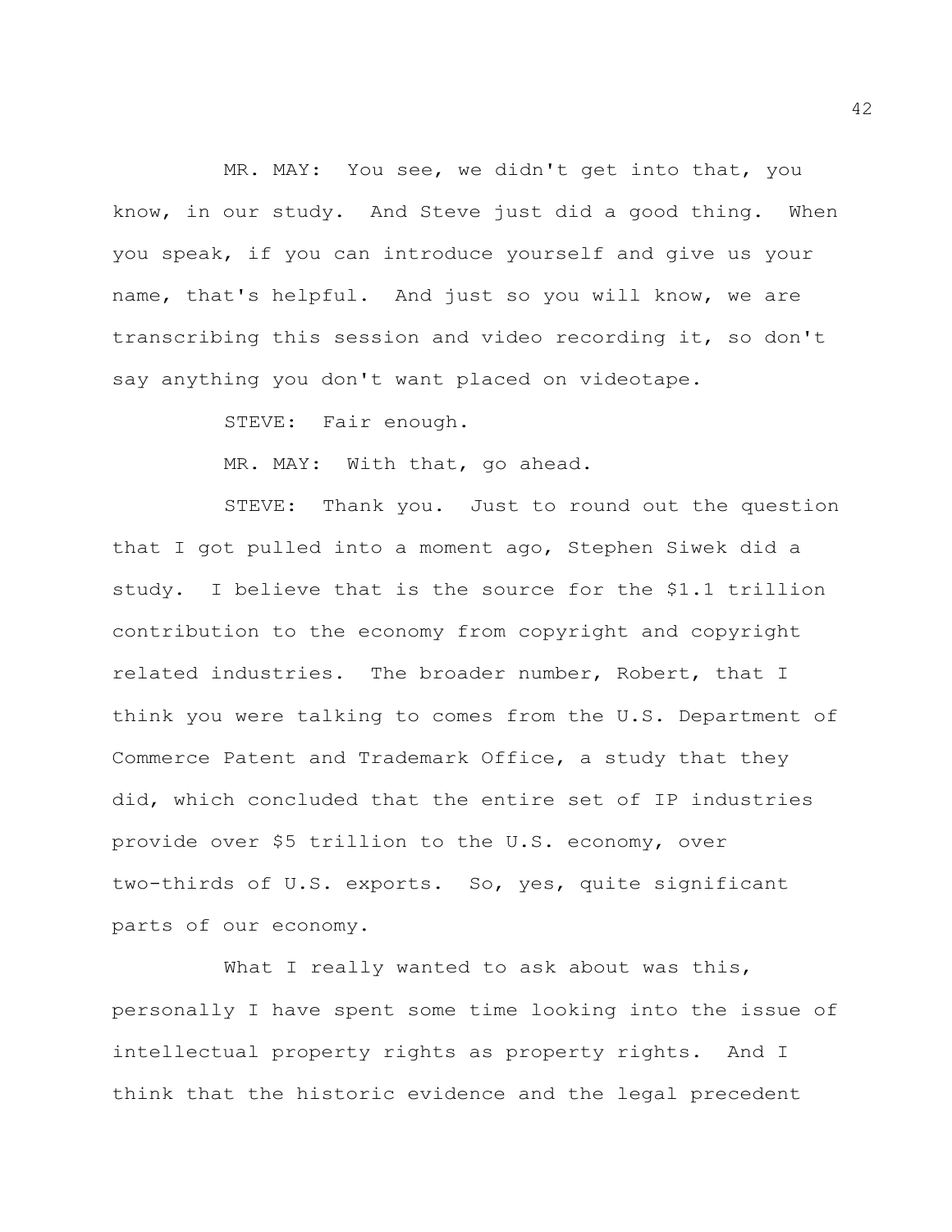MR. MAY: You see, we didn't get into that, you know, in our study. And Steve just did a good thing. When you speak, if you can introduce yourself and give us your name, that's helpful. And just so you will know, we are transcribing this session and video recording it, so don't say anything you don't want placed on videotape.

STEVE: Fair enough.

MR. MAY: With that, go ahead.

STEVE: Thank you. Just to round out the question that I got pulled into a moment ago, Stephen Siwek did a study. I believe that is the source for the $1.1 trillion contribution to the economy from copyright and copyright related industries. The broader number, Robert, that I think you were talking to comes from the U.S. Department of Commerce Patent and Trademark Office, a study that they did, which concluded that the entire set of IP industries provide over $5 trillion to the U.S. economy, over two-thirds of U.S. exports. So, yes, quite significant parts of our economy.

What I really wanted to ask about was this, personally I have spent some time looking into the issue of intellectual property rights as property rights. And I think that the historic evidence and the legal precedent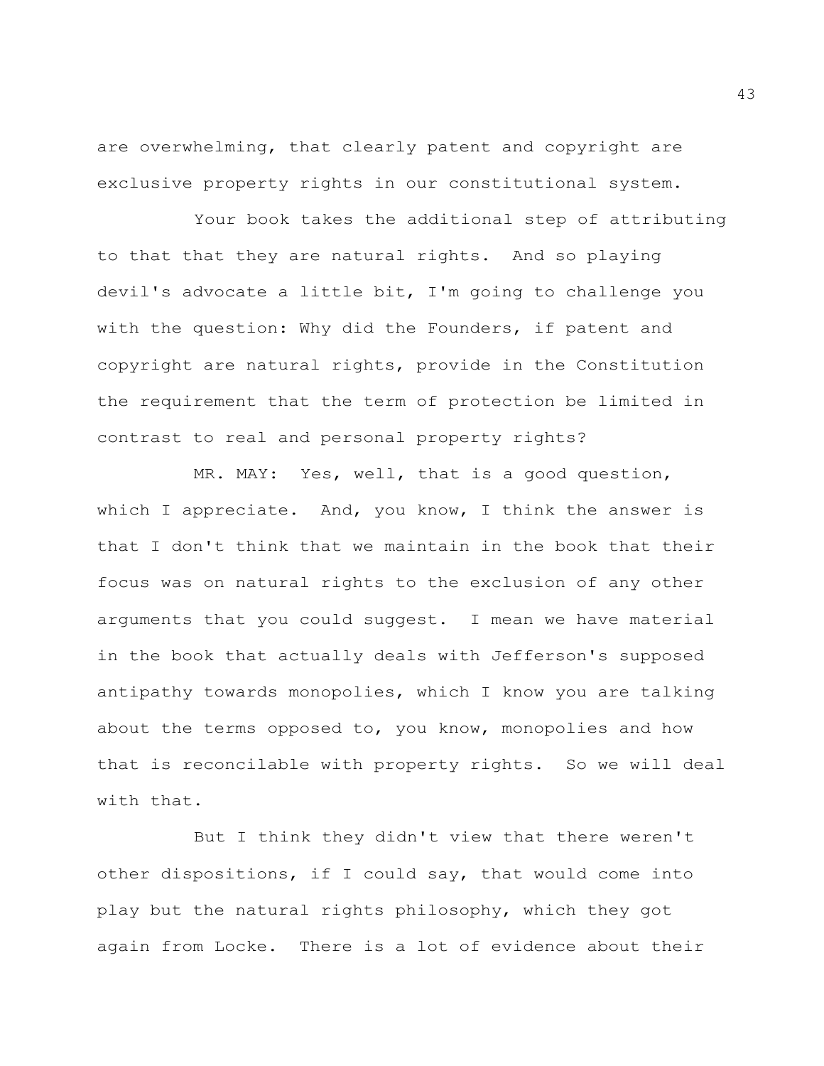are overwhelming, that clearly patent and copyright are exclusive property rights in our constitutional system.

Your book takes the additional step of attributing to that that they are natural rights. And so playing devil's advocate a little bit, I'm going to challenge you with the question: Why did the Founders, if patent and copyright are natural rights, provide in the Constitution the requirement that the term of protection be limited in contrast to real and personal property rights?

MR. MAY: Yes, well, that is a good question, which I appreciate. And, you know, I think the answer is that I don't think that we maintain in the book that their focus was on natural rights to the exclusion of any other arguments that you could suggest. I mean we have material in the book that actually deals with Jefferson's supposed antipathy towards monopolies, which I know you are talking about the terms opposed to, you know, monopolies and how that is reconcilable with property rights. So we will deal with that.

But I think they didn't view that there weren't other dispositions, if I could say, that would come into play but the natural rights philosophy, which they got again from Locke. There is a lot of evidence about their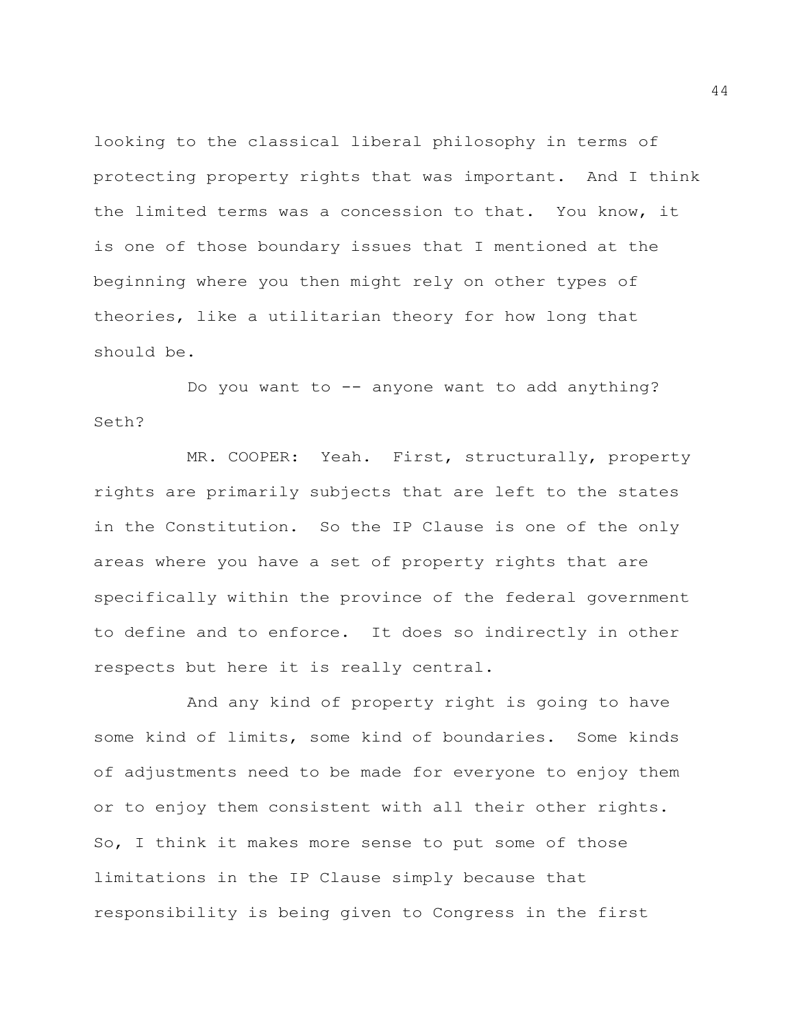looking to the classical liberal philosophy in terms of protecting property rights that was important. And I think the limited terms was a concession to that. You know, it is one of those boundary issues that I mentioned at the beginning where you then might rely on other types of theories, like a utilitarian theory for how long that should be.

Do you want to -- anyone want to add anything? Seth?

MR. COOPER: Yeah. First, structurally, property rights are primarily subjects that are left to the states in the Constitution. So the IP Clause is one of the only areas where you have a set of property rights that are specifically within the province of the federal government to define and to enforce. It does so indirectly in other respects but here it is really central.

And any kind of property right is going to have some kind of limits, some kind of boundaries. Some kinds of adjustments need to be made for everyone to enjoy them or to enjoy them consistent with all their other rights. So, I think it makes more sense to put some of those limitations in the IP Clause simply because that responsibility is being given to Congress in the first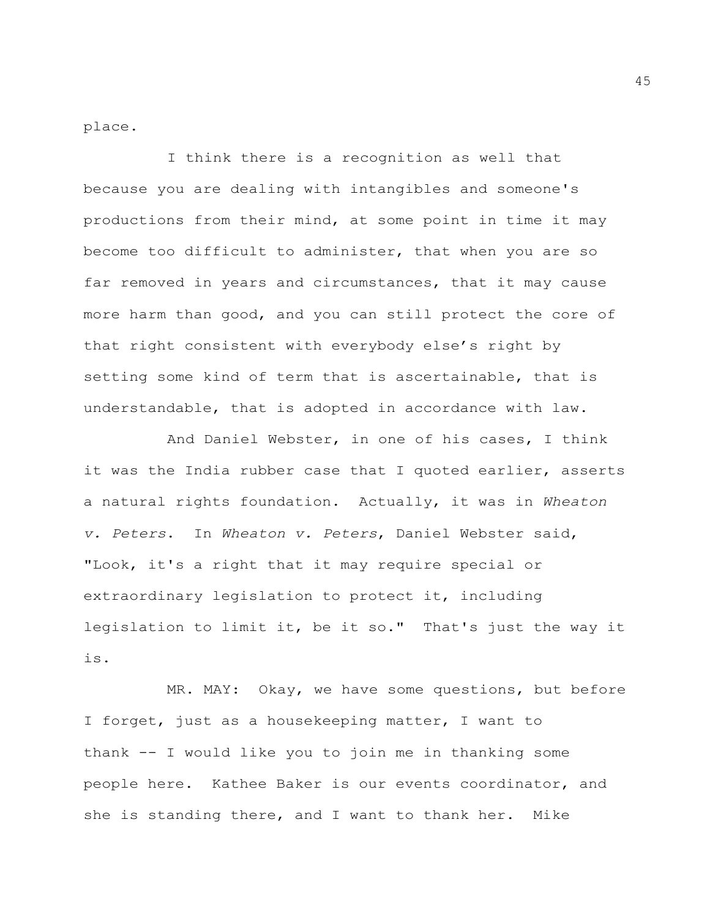place.

I think there is a recognition as well that because you are dealing with intangibles and someone's productions from their mind, at some point in time it may become too difficult to administer, that when you are so far removed in years and circumstances, that it may cause more harm than good, and you can still protect the core of that right consistent with everybody else's right by setting some kind of term that is ascertainable, that is understandable, that is adopted in accordance with law.

And Daniel Webster, in one of his cases, I think it was the India rubber case that I quoted earlier, asserts a natural rights foundation. Actually, it was in *Wheaton v. Peters*. In *Wheaton v. Peters*, Daniel Webster said, "Look, it's a right that it may require special or extraordinary legislation to protect it, including legislation to limit it, be it so." That's just the way it is.

MR. MAY: Okay, we have some questions, but before I forget, just as a housekeeping matter, I want to thank -- I would like you to join me in thanking some people here. Kathee Baker is our events coordinator, and she is standing there, and I want to thank her. Mike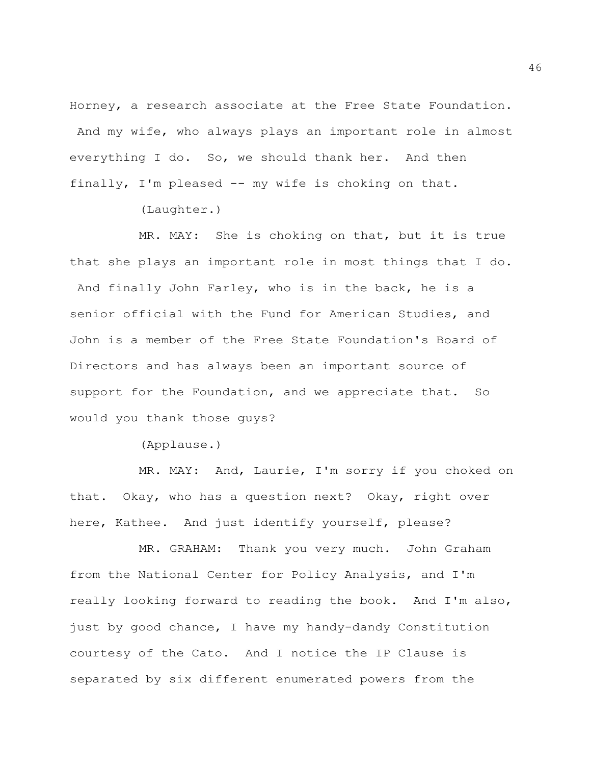Horney, a research associate at the Free State Foundation. And my wife, who always plays an important role in almost everything I do. So, we should thank her. And then finally, I'm pleased -- my wife is choking on that.

(Laughter.)

MR. MAY: She is choking on that, but it is true that she plays an important role in most things that I do. And finally John Farley, who is in the back, he is a senior official with the Fund for American Studies, and John is a member of the Free State Foundation's Board of Directors and has always been an important source of support for the Foundation, and we appreciate that. So would you thank those guys?

(Applause.)

MR. MAY: And, Laurie, I'm sorry if you choked on that. Okay, who has a question next? Okay, right over here, Kathee. And just identify yourself, please?

MR. GRAHAM: Thank you very much. John Graham from the National Center for Policy Analysis, and I'm really looking forward to reading the book. And I'm also, just by good chance, I have my handy-dandy Constitution courtesy of the Cato. And I notice the IP Clause is separated by six different enumerated powers from the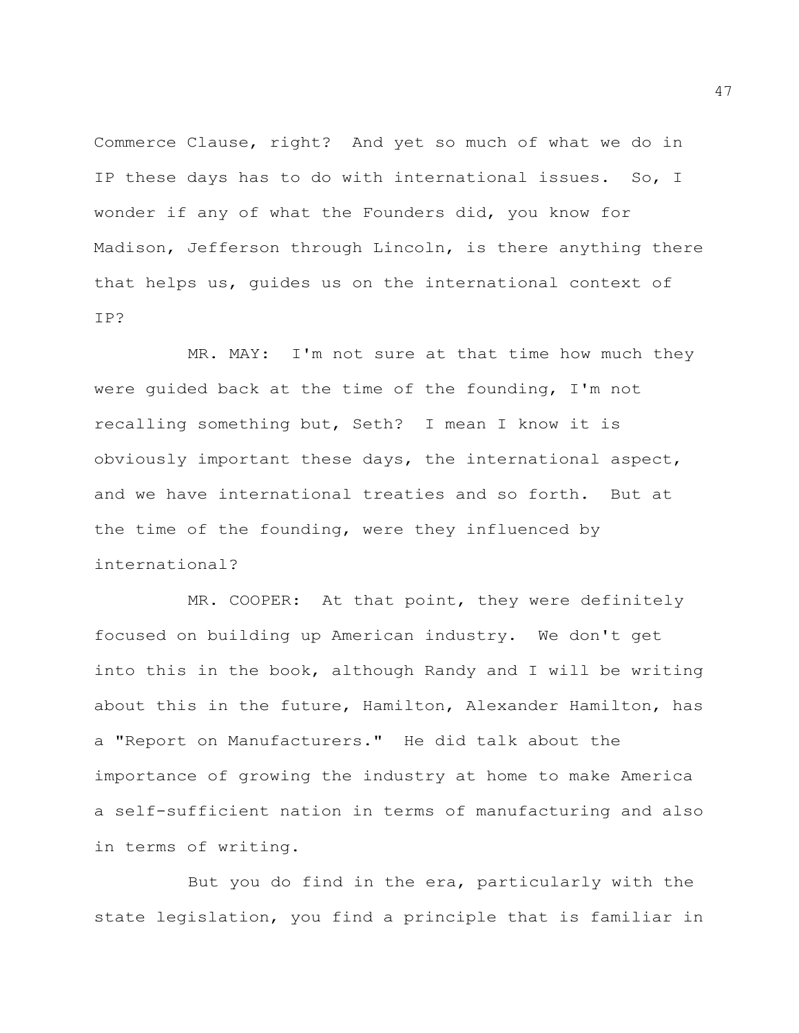Commerce Clause, right? And yet so much of what we do in IP these days has to do with international issues. So, I wonder if any of what the Founders did, you know for Madison, Jefferson through Lincoln, is there anything there that helps us, guides us on the international context of IP?

MR. MAY: I'm not sure at that time how much they were guided back at the time of the founding, I'm not recalling something but, Seth? I mean I know it is obviously important these days, the international aspect, and we have international treaties and so forth. But at the time of the founding, were they influenced by international?

MR. COOPER: At that point, they were definitely focused on building up American industry. We don't get into this in the book, although Randy and I will be writing about this in the future, Hamilton, Alexander Hamilton, has a "Report on Manufacturers." He did talk about the importance of growing the industry at home to make America a self-sufficient nation in terms of manufacturing and also in terms of writing.

But you do find in the era, particularly with the state legislation, you find a principle that is familiar in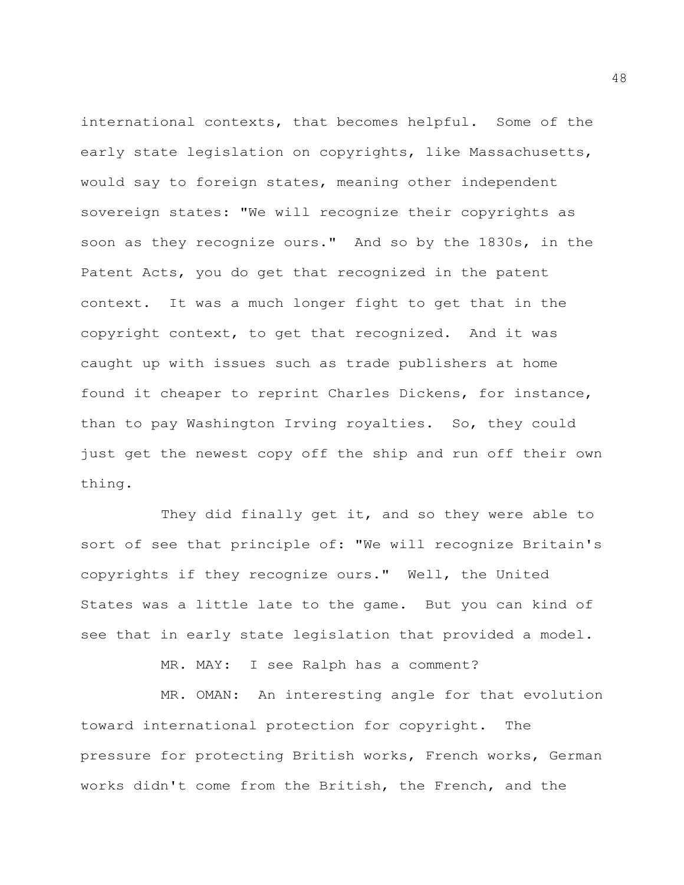international contexts, that becomes helpful. Some of the early state legislation on copyrights, like Massachusetts, would say to foreign states, meaning other independent sovereign states: "We will recognize their copyrights as soon as they recognize ours." And so by the 1830s, in the Patent Acts, you do get that recognized in the patent context. It was a much longer fight to get that in the copyright context, to get that recognized. And it was caught up with issues such as trade publishers at home found it cheaper to reprint Charles Dickens, for instance, than to pay Washington Irving royalties. So, they could just get the newest copy off the ship and run off their own thing.

They did finally get it, and so they were able to sort of see that principle of: "We will recognize Britain's copyrights if they recognize ours." Well, the United States was a little late to the game. But you can kind of see that in early state legislation that provided a model.

MR. MAY: I see Ralph has a comment?

MR. OMAN: An interesting angle for that evolution toward international protection for copyright. The pressure for protecting British works, French works, German works didn't come from the British, the French, and the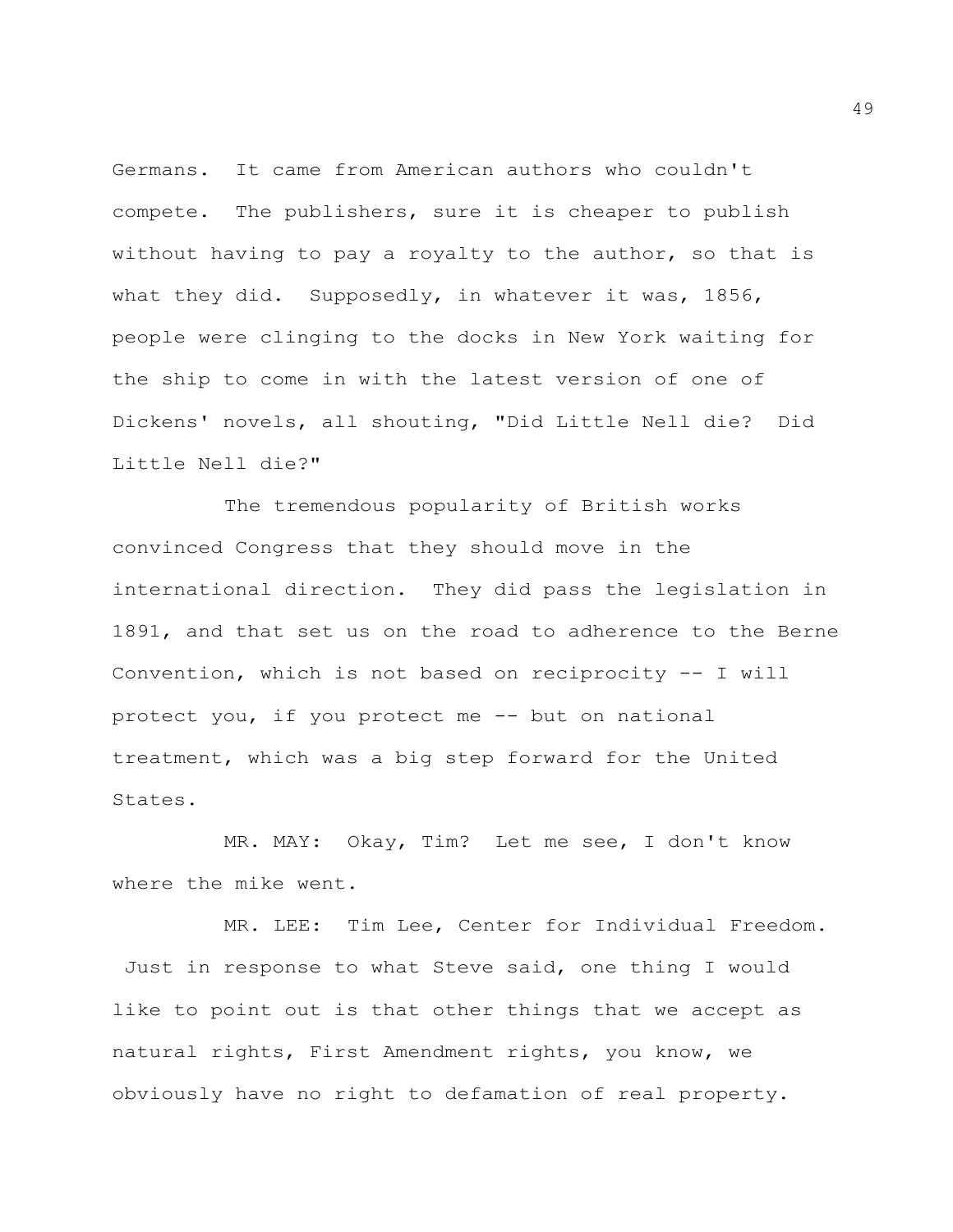Germans. It came from American authors who couldn't compete. The publishers, sure it is cheaper to publish without having to pay a royalty to the author, so that is what they did. Supposedly, in whatever it was, 1856, people were clinging to the docks in New York waiting for the ship to come in with the latest version of one of Dickens' novels, all shouting, "Did Little Nell die? Did Little Nell die?"

The tremendous popularity of British works convinced Congress that they should move in the international direction. They did pass the legislation in 1891, and that set us on the road to adherence to the Berne Convention, which is not based on reciprocity -- I will protect you, if you protect me -- but on national treatment, which was a big step forward for the United States.

MR. MAY: Okay, Tim? Let me see, I don't know where the mike went.

MR. LEE: Tim Lee, Center for Individual Freedom. Just in response to what Steve said, one thing I would like to point out is that other things that we accept as natural rights, First Amendment rights, you know, we obviously have no right to defamation of real property.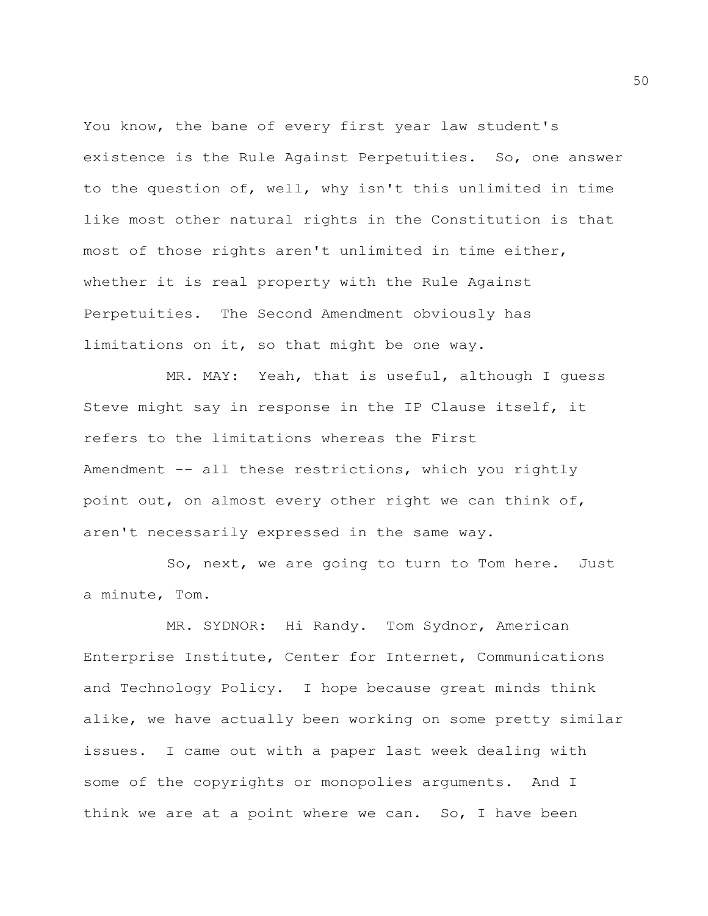You know, the bane of every first year law student's existence is the Rule Against Perpetuities. So, one answer to the question of, well, why isn't this unlimited in time like most other natural rights in the Constitution is that most of those rights aren't unlimited in time either, whether it is real property with the Rule Against Perpetuities. The Second Amendment obviously has limitations on it, so that might be one way.

MR. MAY: Yeah, that is useful, although I guess Steve might say in response in the IP Clause itself, it refers to the limitations whereas the First Amendment -- all these restrictions, which you rightly point out, on almost every other right we can think of, aren't necessarily expressed in the same way.

So, next, we are going to turn to Tom here. Just a minute, Tom.

MR. SYDNOR: Hi Randy. Tom Sydnor, American Enterprise Institute, Center for Internet, Communications and Technology Policy. I hope because great minds think alike, we have actually been working on some pretty similar issues. I came out with a paper last week dealing with some of the copyrights or monopolies arguments. And I think we are at a point where we can. So, I have been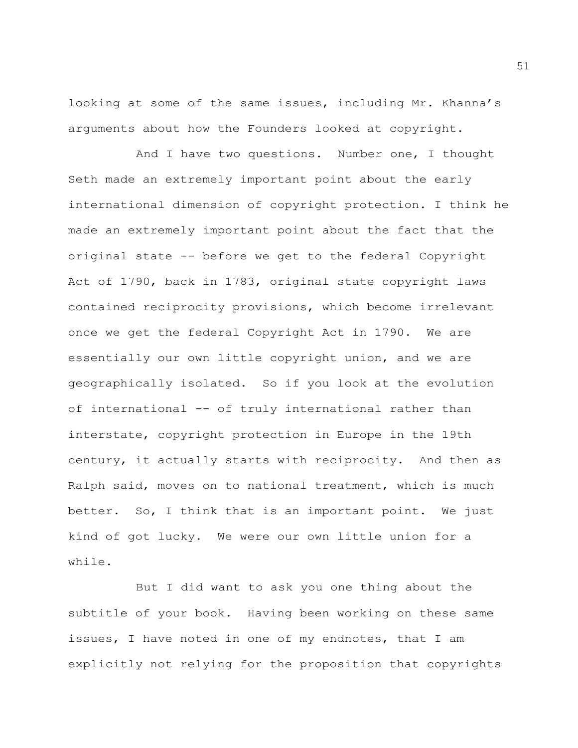looking at some of the same issues, including Mr. Khanna's arguments about how the Founders looked at copyright.

And I have two questions. Number one, I thought Seth made an extremely important point about the early international dimension of copyright protection. I think he made an extremely important point about the fact that the original state -- before we get to the federal Copyright Act of 1790, back in 1783, original state copyright laws contained reciprocity provisions, which become irrelevant once we get the federal Copyright Act in 1790. We are essentially our own little copyright union, and we are geographically isolated. So if you look at the evolution of international -- of truly international rather than interstate, copyright protection in Europe in the 19th century, it actually starts with reciprocity. And then as Ralph said, moves on to national treatment, which is much better. So, I think that is an important point. We just kind of got lucky. We were our own little union for a while.

But I did want to ask you one thing about the subtitle of your book. Having been working on these same issues, I have noted in one of my endnotes, that I am explicitly not relying for the proposition that copyrights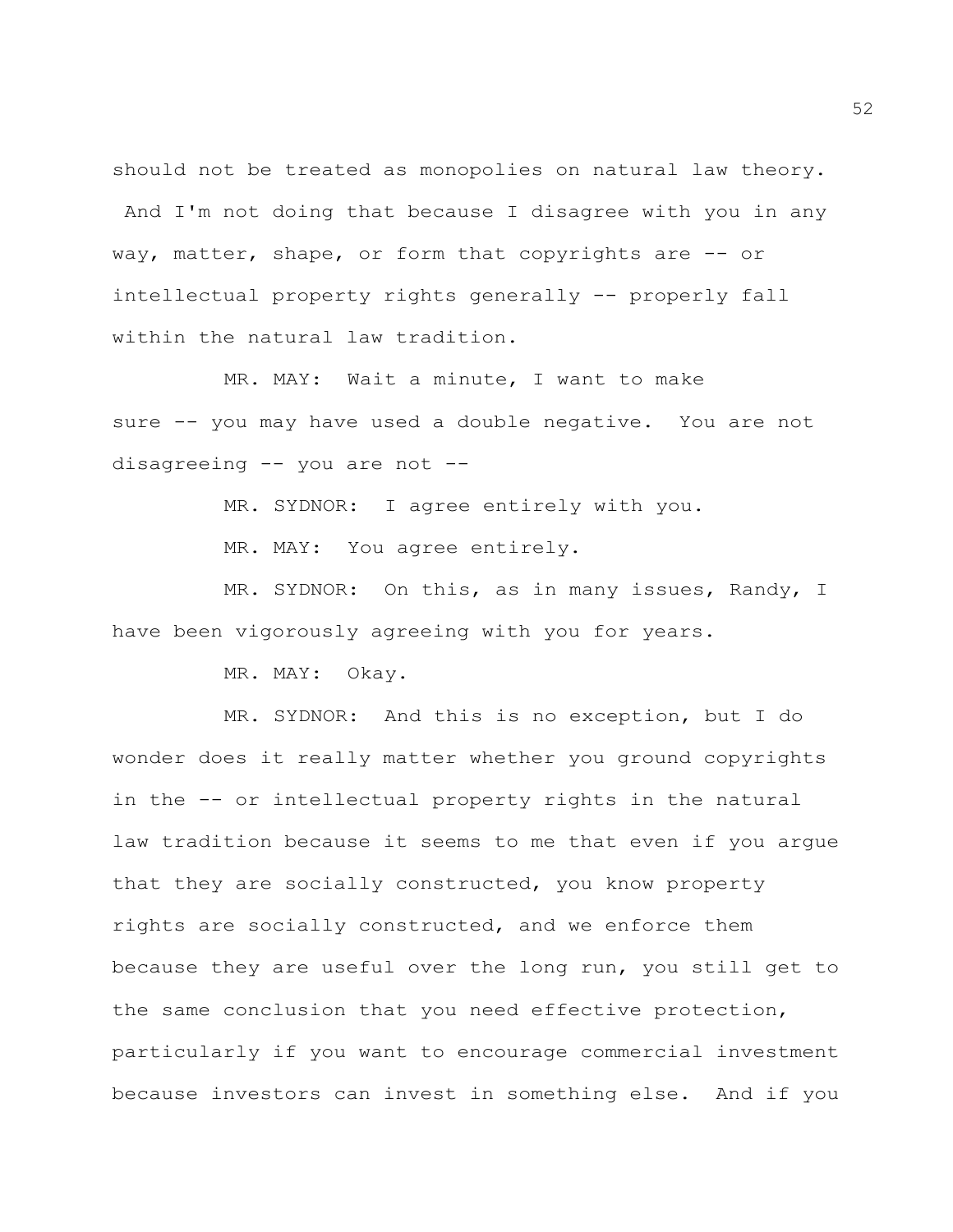should not be treated as monopolies on natural law theory. And I'm not doing that because I disagree with you in any way, matter, shape, or form that copyrights are -- or intellectual property rights generally -- properly fall within the natural law tradition.

MR. MAY: Wait a minute, I want to make sure -- you may have used a double negative. You are not disagreeing -- you are not --

MR. SYDNOR: I agree entirely with you.

MR. MAY: You agree entirely.

MR. SYDNOR: On this, as in many issues, Randy, I have been vigorously agreeing with you for years.

MR. MAY: Okay.

MR. SYDNOR: And this is no exception, but I do wonder does it really matter whether you ground copyrights in the -- or intellectual property rights in the natural law tradition because it seems to me that even if you argue that they are socially constructed, you know property rights are socially constructed, and we enforce them because they are useful over the long run, you still get to the same conclusion that you need effective protection, particularly if you want to encourage commercial investment because investors can invest in something else. And if you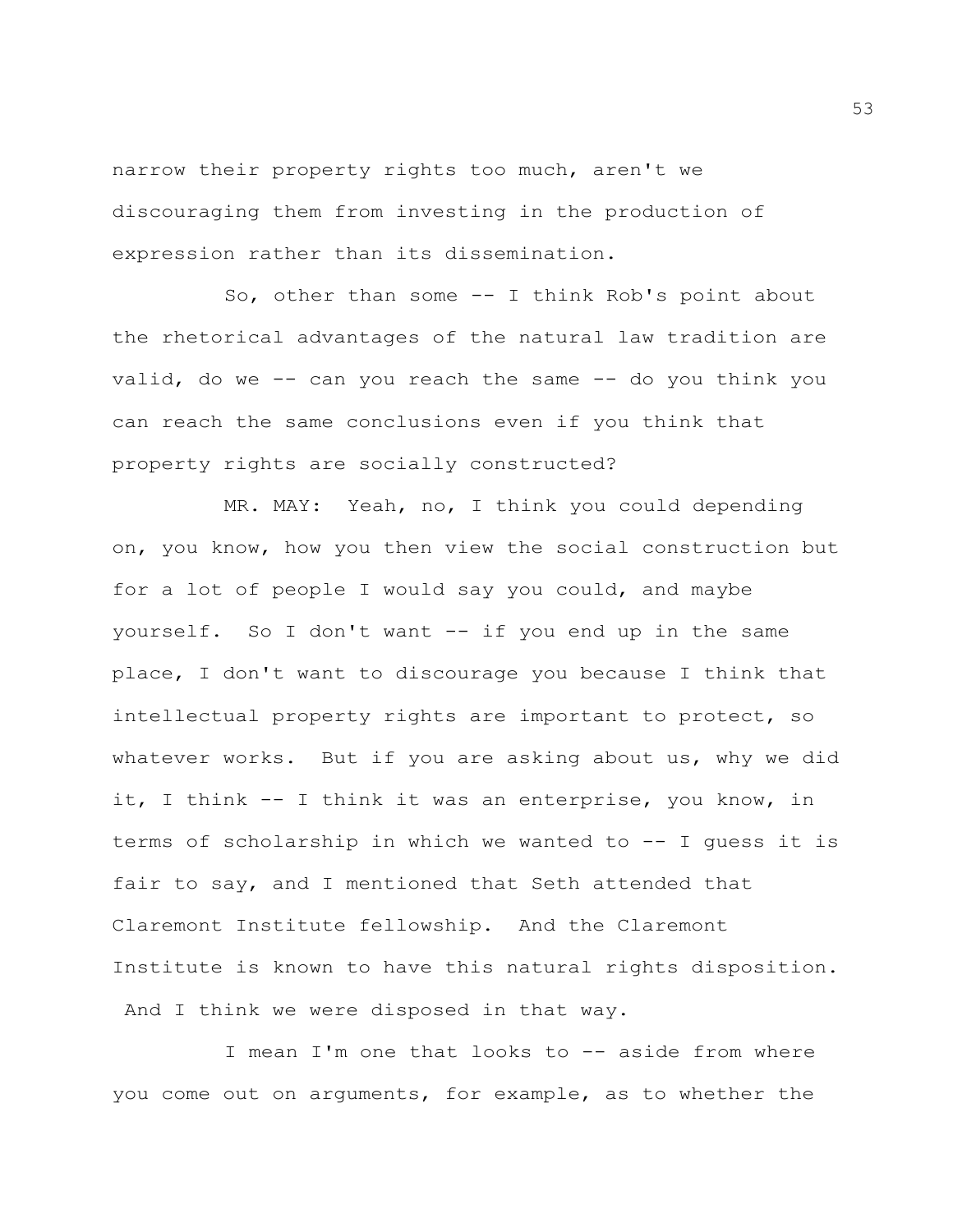narrow their property rights too much, aren't we discouraging them from investing in the production of expression rather than its dissemination.

So, other than some -- I think Rob's point about the rhetorical advantages of the natural law tradition are valid, do we -- can you reach the same -- do you think you can reach the same conclusions even if you think that property rights are socially constructed?

MR. MAY: Yeah, no, I think you could depending on, you know, how you then view the social construction but for a lot of people I would say you could, and maybe yourself. So I don't want -- if you end up in the same place, I don't want to discourage you because I think that intellectual property rights are important to protect, so whatever works. But if you are asking about us, why we did it, I think -- I think it was an enterprise, you know, in terms of scholarship in which we wanted to -- I guess it is fair to say, and I mentioned that Seth attended that Claremont Institute fellowship. And the Claremont Institute is known to have this natural rights disposition. And I think we were disposed in that way.

I mean I'm one that looks to -- aside from where you come out on arguments, for example, as to whether the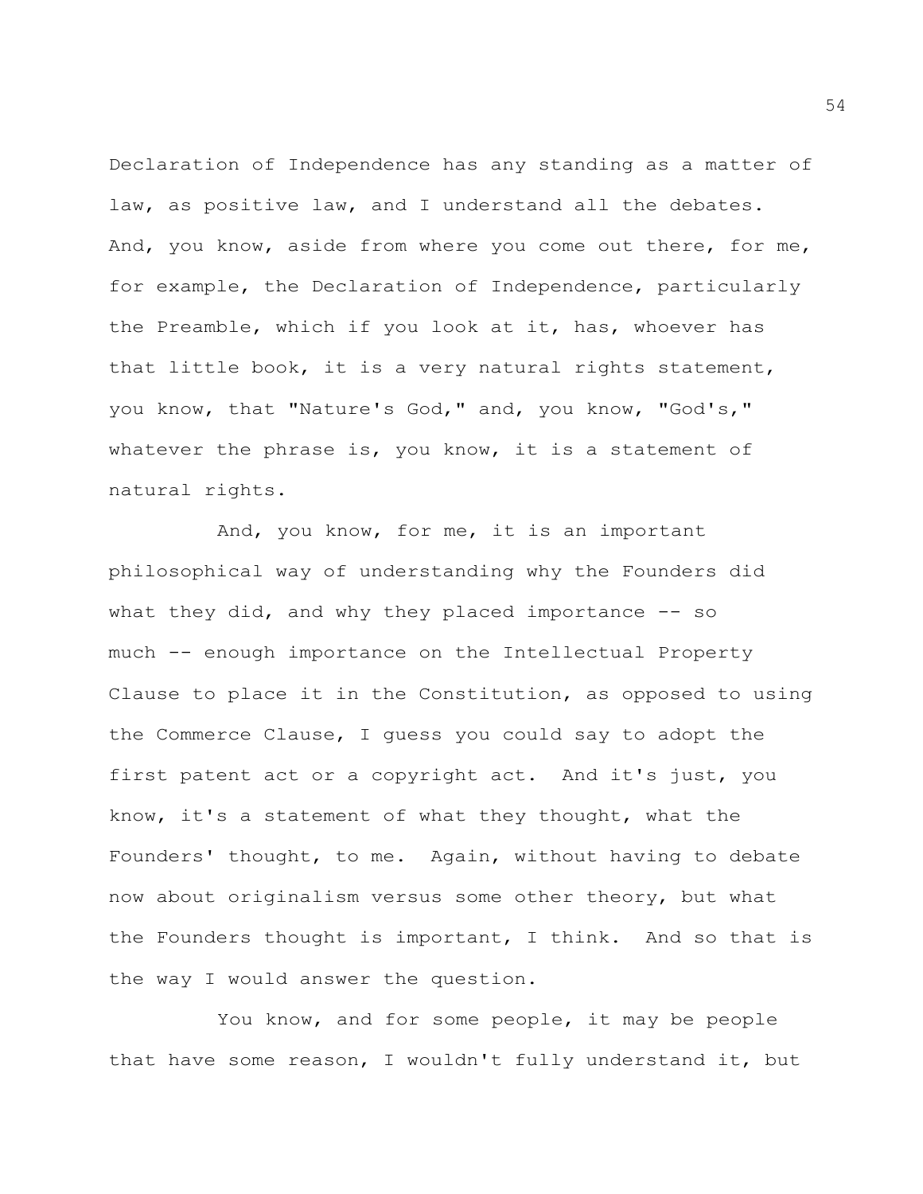Declaration of Independence has any standing as a matter of law, as positive law, and I understand all the debates. And, you know, aside from where you come out there, for me, for example, the Declaration of Independence, particularly the Preamble, which if you look at it, has, whoever has that little book, it is a very natural rights statement, you know, that "Nature's God," and, you know, "God's," whatever the phrase is, you know, it is a statement of natural rights.

And, you know, for me, it is an important philosophical way of understanding why the Founders did what they did, and why they placed importance -- so much -- enough importance on the Intellectual Property Clause to place it in the Constitution, as opposed to using the Commerce Clause, I guess you could say to adopt the first patent act or a copyright act. And it's just, you know, it's a statement of what they thought, what the Founders' thought, to me. Again, without having to debate now about originalism versus some other theory, but what the Founders thought is important, I think. And so that is the way I would answer the question.

You know, and for some people, it may be people that have some reason, I wouldn't fully understand it, but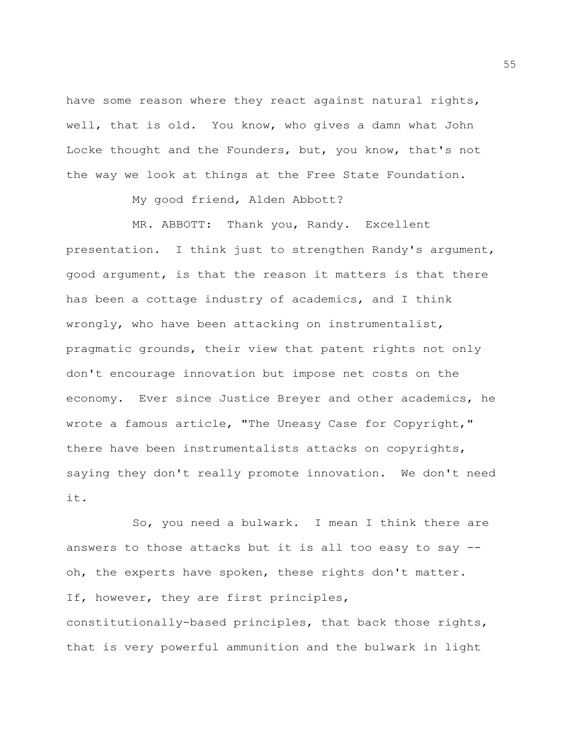have some reason where they react against natural rights, well, that is old. You know, who gives a damn what John Locke thought and the Founders, but, you know, that's not the way we look at things at the Free State Foundation.

My good friend, Alden Abbott?

MR. ABBOTT: Thank you, Randy. Excellent presentation. I think just to strengthen Randy's argument, good argument, is that the reason it matters is that there has been a cottage industry of academics, and I think wrongly, who have been attacking on instrumentalist, pragmatic grounds, their view that patent rights not only don't encourage innovation but impose net costs on the economy. Ever since Justice Breyer and other academics, he wrote a famous article, "The Uneasy Case for Copyright," there have been instrumentalists attacks on copyrights, saying they don't really promote innovation. We don't need it.

So, you need a bulwark. I mean I think there are answers to those attacks but it is all too easy to say -- oh, the experts have spoken, these rights don't matter. If, however, they are first principles, constitutionally-based principles, that back those rights, that is very powerful ammunition and the bulwark in light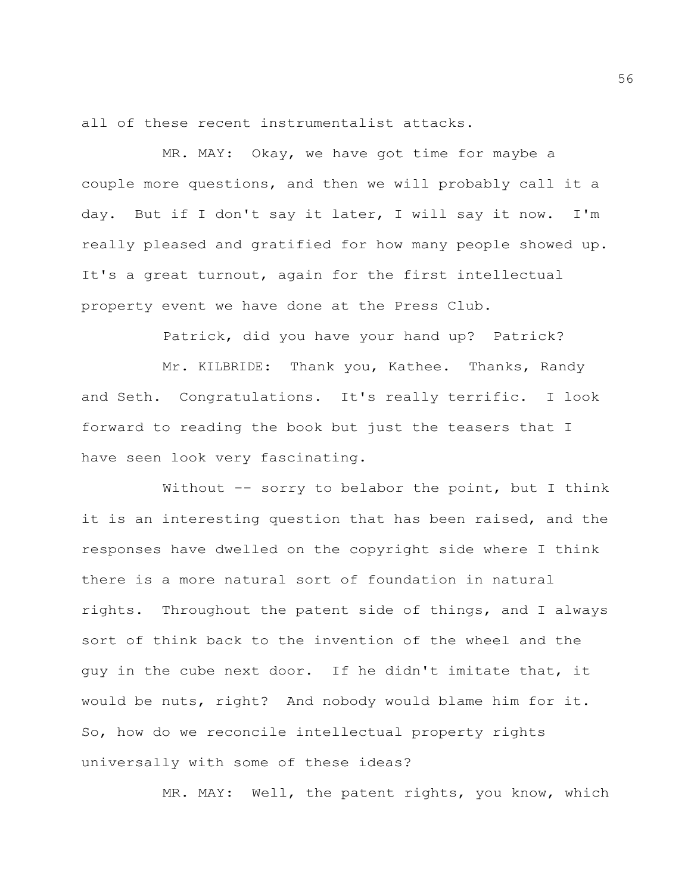all of these recent instrumentalist attacks.

MR. MAY: Okay, we have got time for maybe a couple more questions, and then we will probably call it a day. But if I don't say it later, I will say it now. I'm really pleased and gratified for how many people showed up. It's a great turnout, again for the first intellectual property event we have done at the Press Club.

Patrick, did you have your hand up? Patrick?

Mr. KILBRIDE: Thank you, Kathee. Thanks, Randy and Seth. Congratulations. It's really terrific. I look forward to reading the book but just the teasers that I have seen look very fascinating.

Without -- sorry to belabor the point, but I think it is an interesting question that has been raised, and the responses have dwelled on the copyright side where I think there is a more natural sort of foundation in natural rights. Throughout the patent side of things, and I always sort of think back to the invention of the wheel and the guy in the cube next door. If he didn't imitate that, it would be nuts, right? And nobody would blame him for it. So, how do we reconcile intellectual property rights universally with some of these ideas?

MR. MAY: Well, the patent rights, you know, which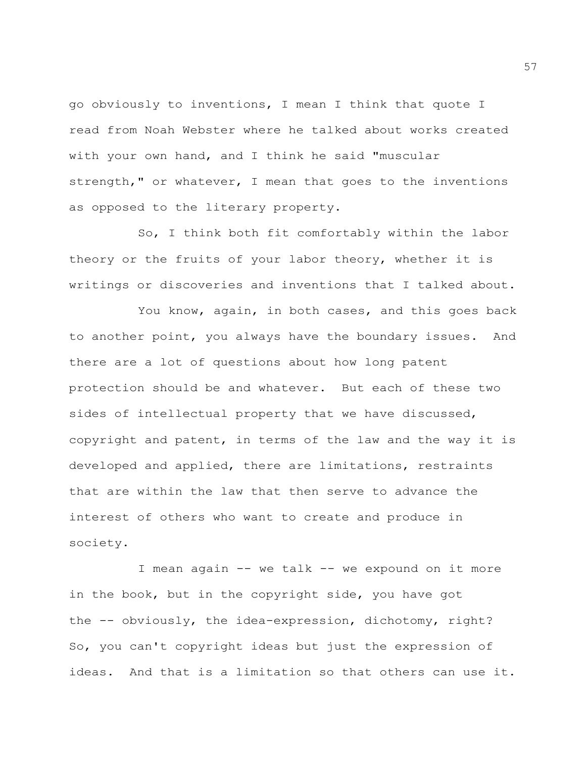go obviously to inventions, I mean I think that quote I read from Noah Webster where he talked about works created with your own hand, and I think he said "muscular strength," or whatever, I mean that goes to the inventions as opposed to the literary property.

So, I think both fit comfortably within the labor theory or the fruits of your labor theory, whether it is writings or discoveries and inventions that I talked about.

You know, again, in both cases, and this goes back to another point, you always have the boundary issues. And there are a lot of questions about how long patent protection should be and whatever. But each of these two sides of intellectual property that we have discussed, copyright and patent, in terms of the law and the way it is developed and applied, there are limitations, restraints that are within the law that then serve to advance the interest of others who want to create and produce in society.

I mean again -- we talk -- we expound on it more in the book, but in the copyright side, you have got the -- obviously, the idea-expression, dichotomy, right? So, you can't copyright ideas but just the expression of ideas. And that is a limitation so that others can use it.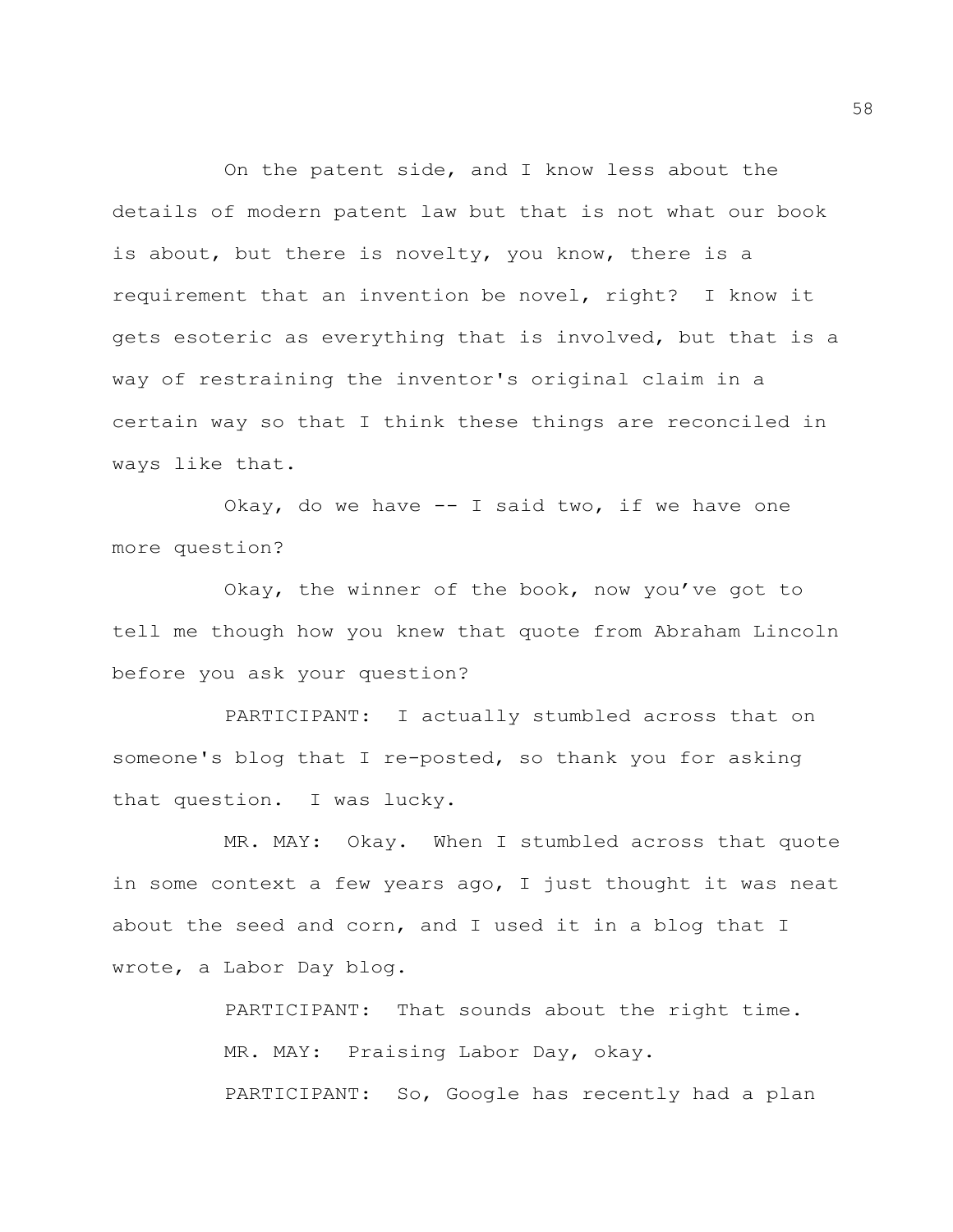On the patent side, and I know less about the details of modern patent law but that is not what our book is about, but there is novelty, you know, there is a requirement that an invention be novel, right? I know it gets esoteric as everything that is involved, but that is a way of restraining the inventor's original claim in a certain way so that I think these things are reconciled in ways like that.

Okay, do we have -- I said two, if we have one more question?

Okay, the winner of the book, now you've got to tell me though how you knew that quote from Abraham Lincoln before you ask your question?

PARTICIPANT: I actually stumbled across that on someone's blog that I re-posted, so thank you for asking that question. I was lucky.

MR. MAY: Okay. When I stumbled across that quote in some context a few years ago, I just thought it was neat about the seed and corn, and I used it in a blog that I wrote, a Labor Day blog.

PARTICIPANT: That sounds about the right time.

MR. MAY: Praising Labor Day, okay.

PARTICIPANT: So, Google has recently had a plan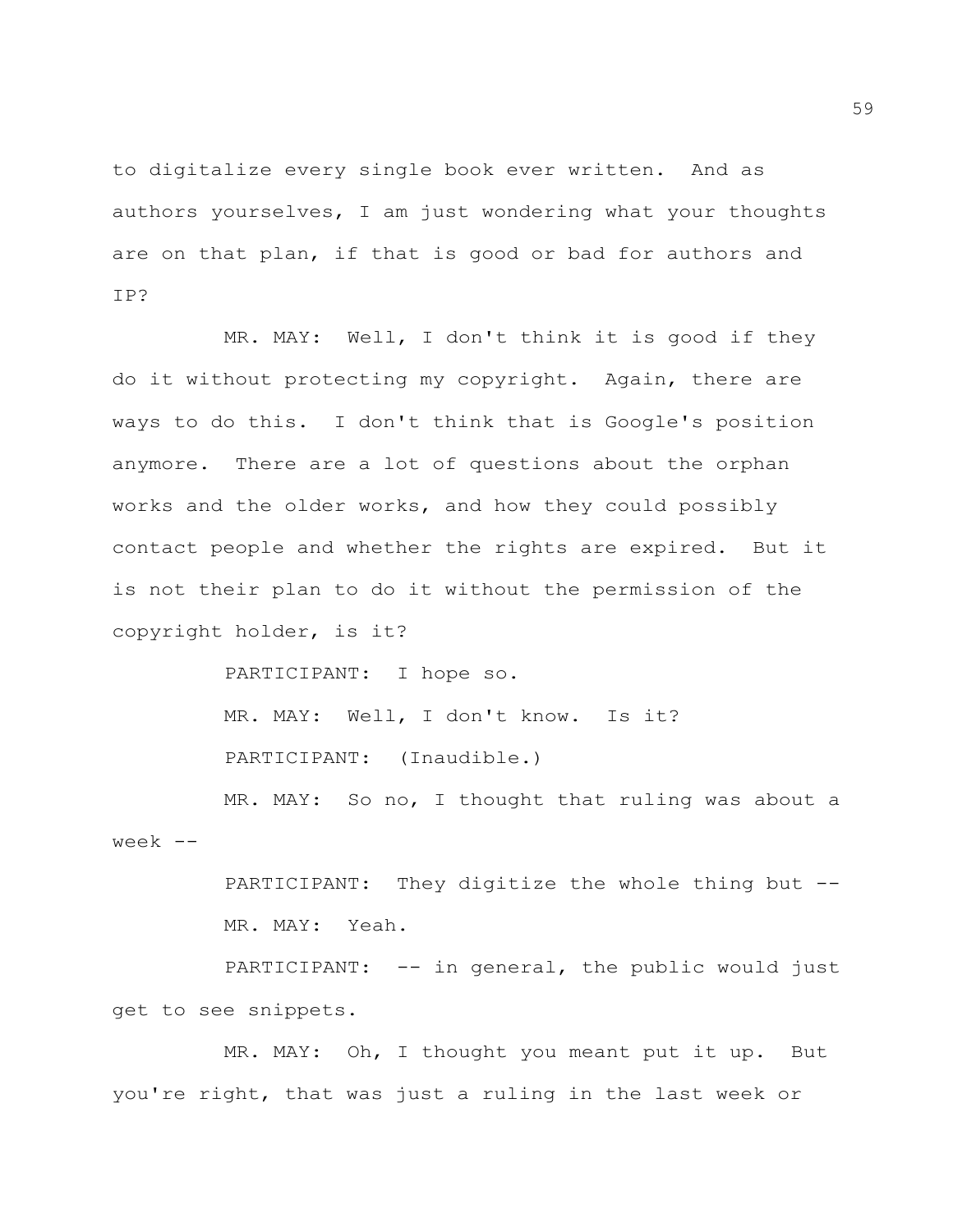to digitalize every single book ever written. And as authors yourselves, I am just wondering what your thoughts are on that plan, if that is good or bad for authors and IP?

MR. MAY: Well, I don't think it is good if they do it without protecting my copyright. Again, there are ways to do this. I don't think that is Google's position anymore. There are a lot of questions about the orphan works and the older works, and how they could possibly contact people and whether the rights are expired. But it is not their plan to do it without the permission of the copyright holder, is it?

PARTICIPANT: I hope so.

MR. MAY: Well, I don't know. Is it?

PARTICIPANT: (Inaudible.)

MR. MAY: So no, I thought that ruling was about a week --

PARTICIPANT: They digitize the whole thing but --

MR. MAY: Yeah.

PARTICIPANT: -- in general, the public would just get to see snippets.

MR. MAY: Oh, I thought you meant put it up. But you're right, that was just a ruling in the last week or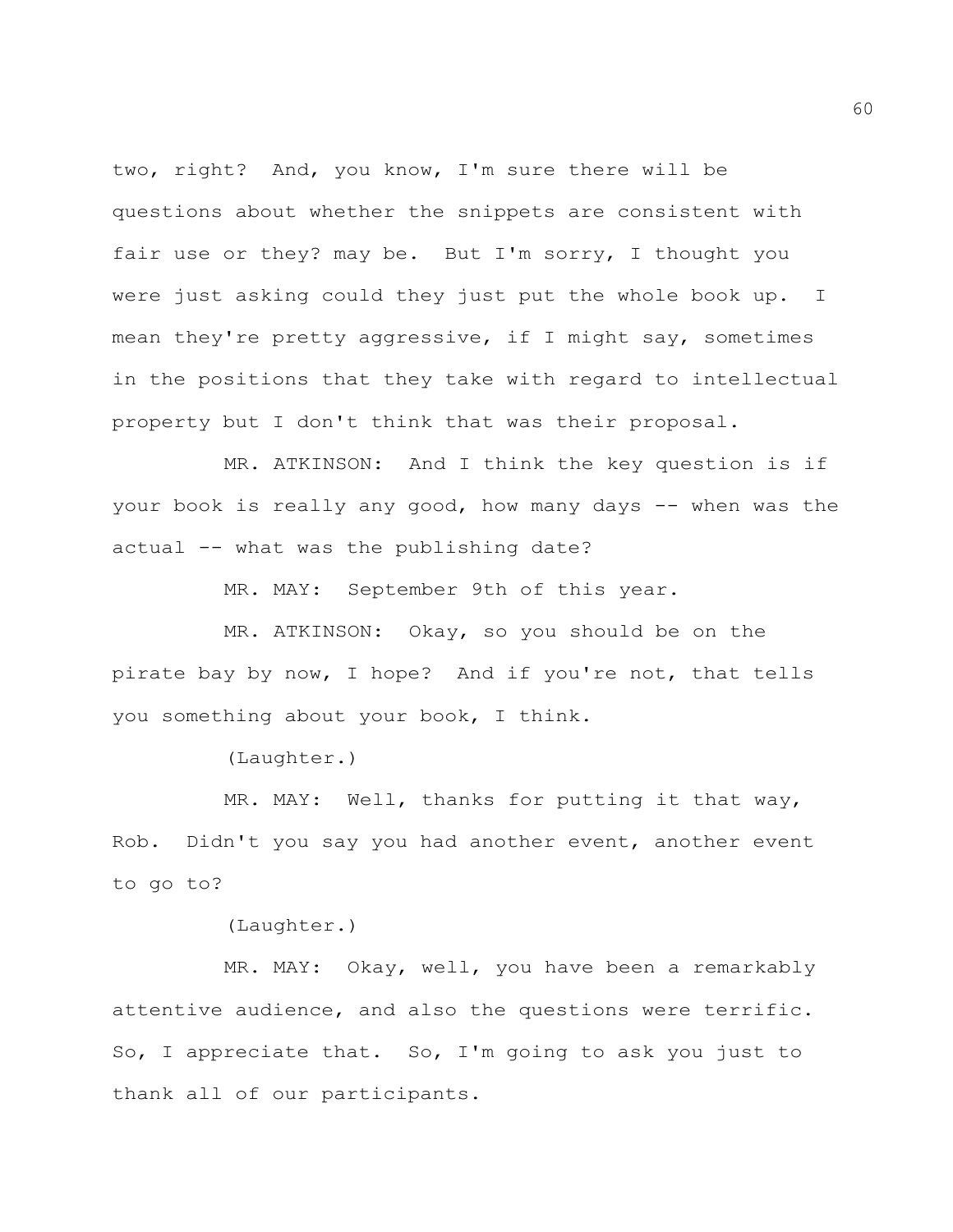two, right? And, you know, I'm sure there will be questions about whether the snippets are consistent with fair use or they? may be. But I'm sorry, I thought you were just asking could they just put the whole book up. I mean they're pretty aggressive, if I might say, sometimes in the positions that they take with regard to intellectual property but I don't think that was their proposal.

MR. ATKINSON: And I think the key question is if your book is really any good, how many days -- when was the actual -- what was the publishing date?

MR. MAY: September 9th of this year.

MR. ATKINSON: Okay, so you should be on the pirate bay by now, I hope? And if you're not, that tells you something about your book, I think.

(Laughter.)

MR. MAY: Well, thanks for putting it that way, Rob. Didn't you say you had another event, another event to go to?

(Laughter.)

MR. MAY: Okay, well, you have been a remarkably attentive audience, and also the questions were terrific. So, I appreciate that. So, I'm going to ask you just to thank all of our participants.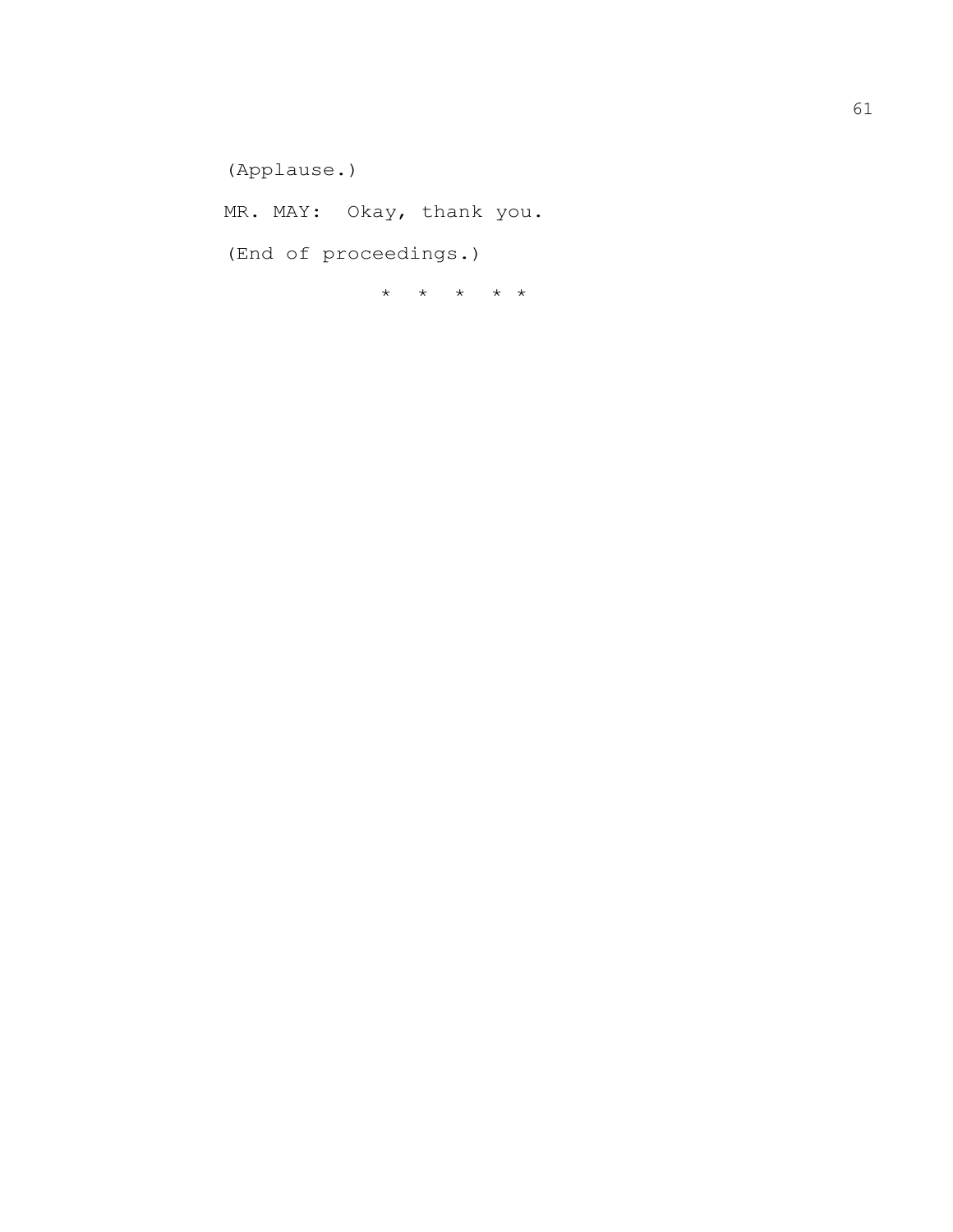(Applause.)

MR. MAY: Okay, thank you.

(End of proceedings.)

\* \* \* \* \*